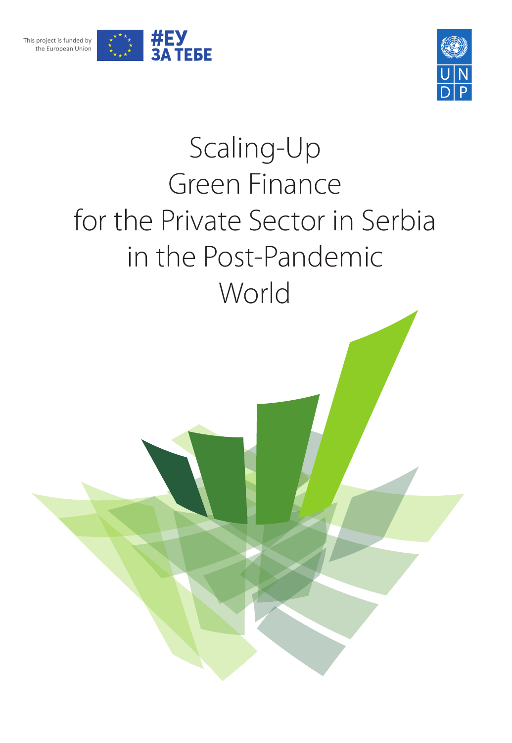This project is funded by the European Union

#ЕУ ЗА ТЕБЕ

UN DP

# Scaling-Up Green Finance for the Private Sector in Serbia in the Post-Pandemic World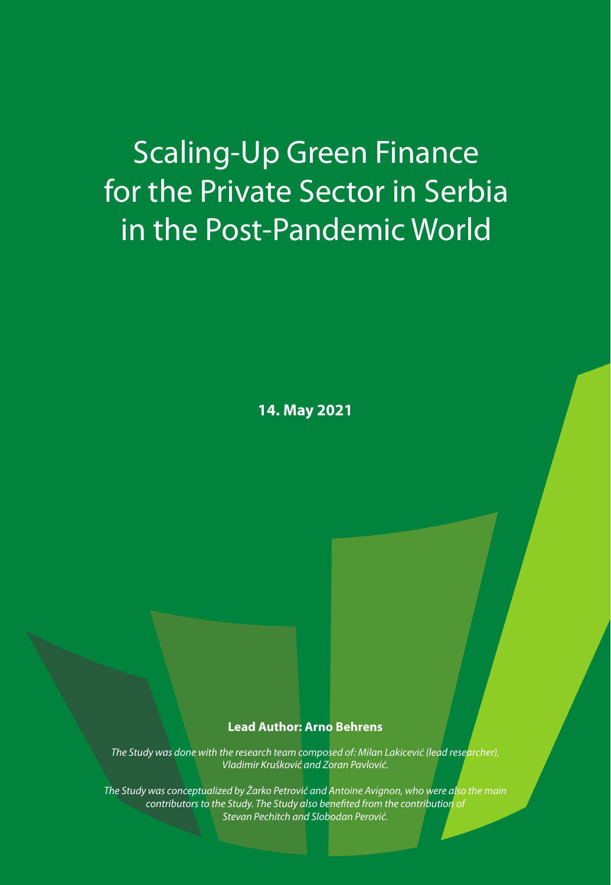# Scaling-Up Green Finance for the Private Sector in Serbia in the Post-Pandemic World

**14. May 2021**

**Lead Author: Arno Behrens**

*The Study was done with the research team composed of: Milan Lakicević (lead researcher), Vladimir Krušković and Zoran Pavlović.*

*The Study was conceptualized by Žarko Petrović and Antoine Avignon, who were also the main contributors to the Study. The Study also benefited from the contribution of Stevan Pechitch and Slobodan Perović.*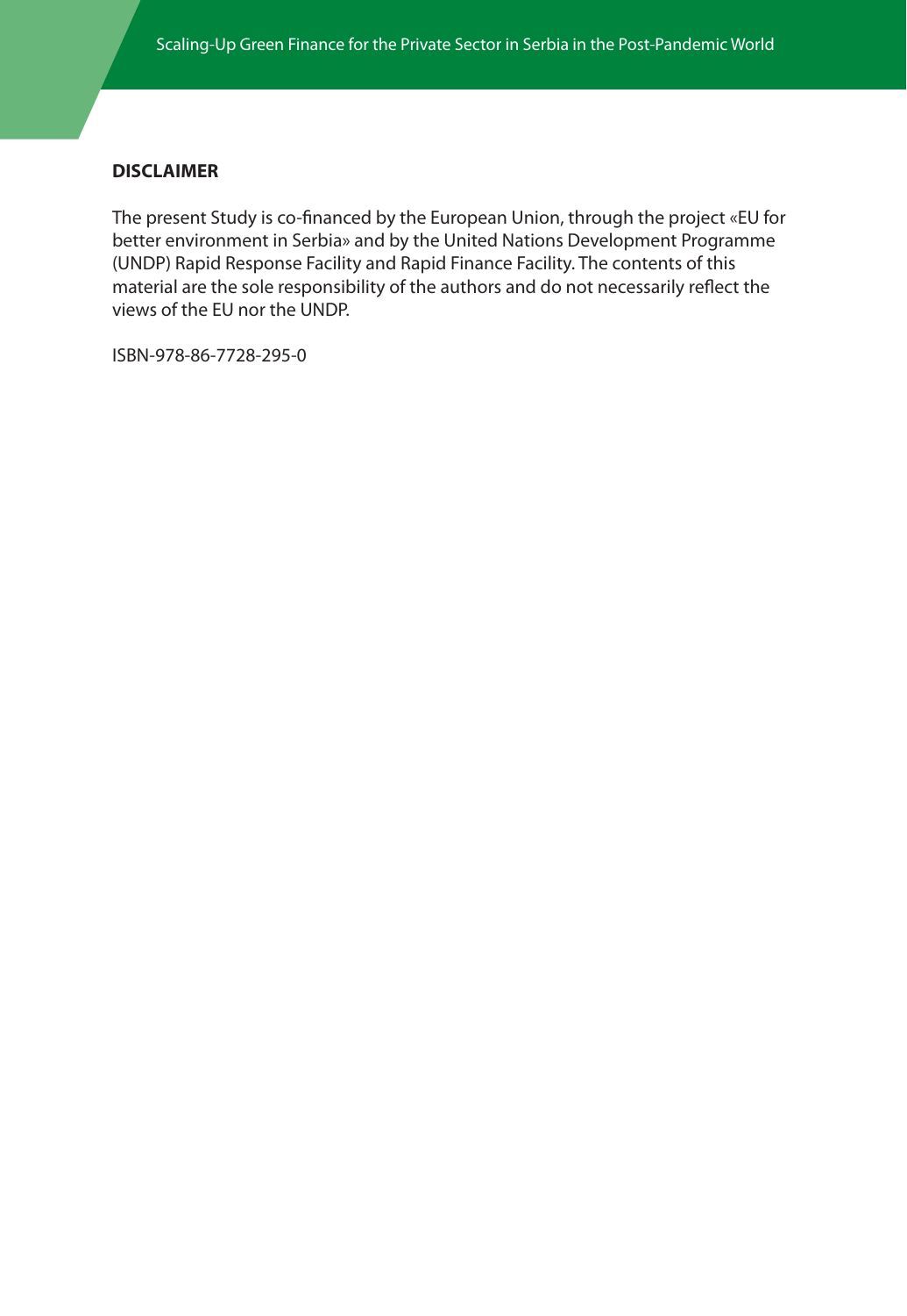**DISCLAIMER**

The present Study is co-financed by the European Union, through the project «EU for better environment in Serbia» and by the United Nations Development Programme (UNDP) Rapid Response Facility and Rapid Finance Facility. The contents of this material are the sole responsibility of the authors and do not necessarily reflect the views of the EU nor the UNDP.

ISBN-978-86-7728-295-0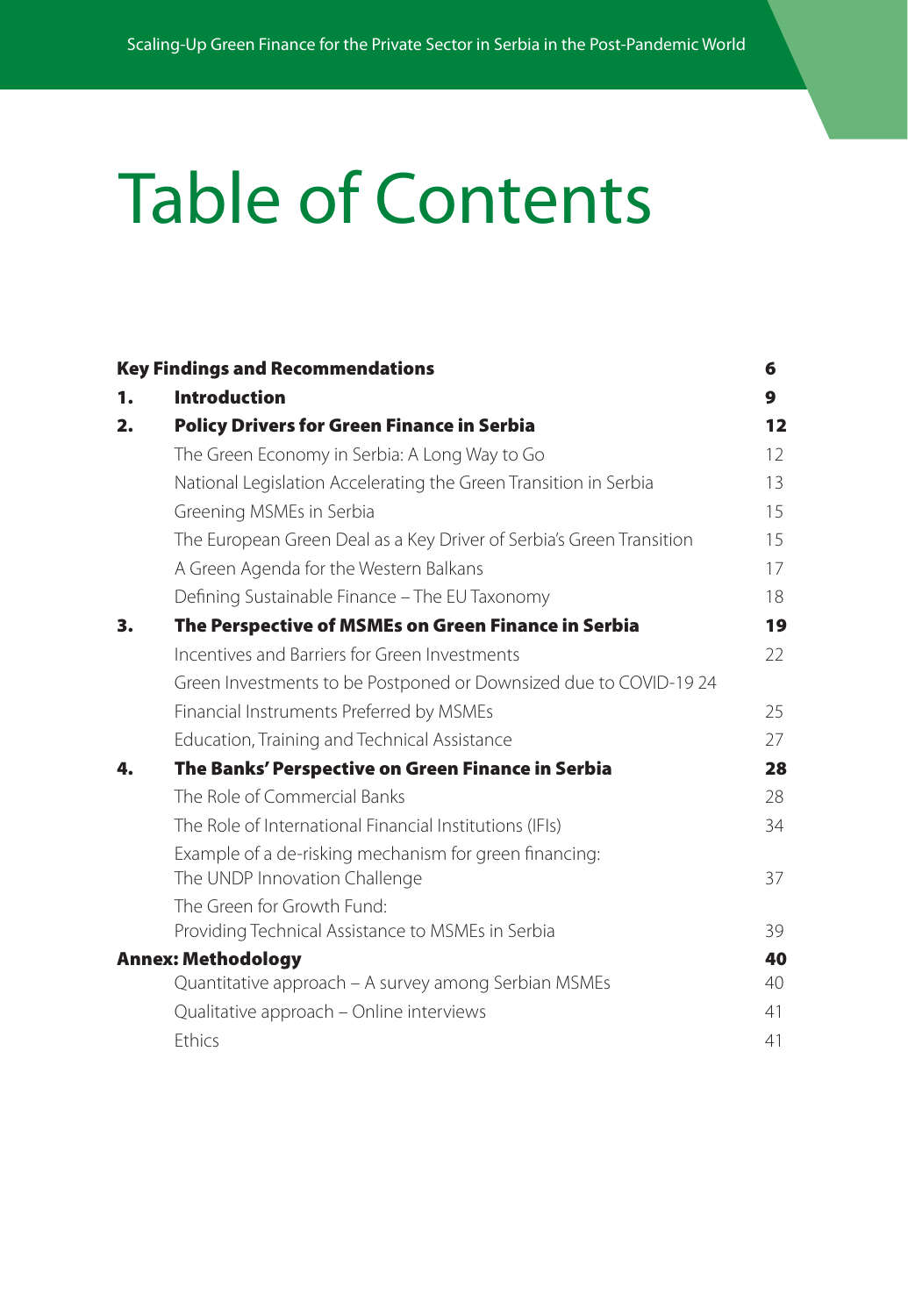# Table of Contents

| | | |
|---|---|---|
| **Key Findings and Recommendations** | | **6** |
| **1.** | **Introduction** | **9** |
| **2.** | **Policy Drivers for Green Finance in Serbia** | **12** |
| | The Green Economy in Serbia: A Long Way to Go | 12 |
| | National Legislation Accelerating the Green Transition in Serbia | 13 |
| | Greening MSMEs in Serbia | 15 |
| | The European Green Deal as a Key Driver of Serbia's Green Transition | 15 |
| | A Green Agenda for the Western Balkans | 17 |
| | Defining Sustainable Finance – The EU Taxonomy | 18 |
| **3.** | **The Perspective of MSMEs on Green Finance in Serbia** | **19** |
| | Incentives and Barriers for Green Investments | 22 |
| | Green Investments to be Postponed or Downsized due to COVID-19 | 24 |
| | Financial Instruments Preferred by MSMEs | 25 |
| | Education, Training and Technical Assistance | 27 |
| **4.** | **The Banks' Perspective on Green Finance in Serbia** | **28** |
| | The Role of Commercial Banks | 28 |
| | The Role of International Financial Institutions (IFIs) | 34 |
| | Example of a de-risking mechanism for green financing: The UNDP Innovation Challenge | 37 |
| | The Green for Growth Fund: Providing Technical Assistance to MSMEs in Serbia | 39 |
| **Annex: Methodology** | | **40** |
| | Quantitative approach – A survey among Serbian MSMEs | 40 |
| | Qualitative approach – Online interviews | 41 |
| | Ethics | 41 |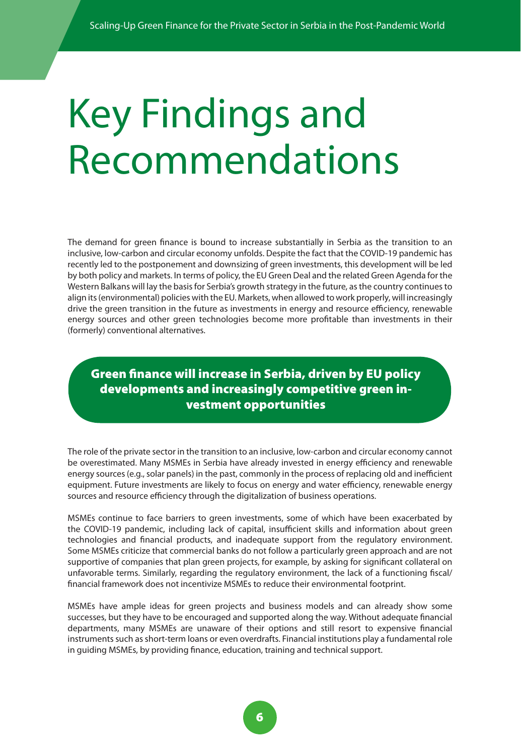# Key Findings and Recommendations

The demand for green finance is bound to increase substantially in Serbia as the transition to an inclusive, low-carbon and circular economy unfolds. Despite the fact that the COVID-19 pandemic has recently led to the postponement and downsizing of green investments, this development will be led by both policy and markets. In terms of policy, the EU Green Deal and the related Green Agenda for the Western Balkans will lay the basis for Serbia's growth strategy in the future, as the country continues to align its (environmental) policies with the EU. Markets, when allowed to work properly, will increasingly drive the green transition in the future as investments in energy and resource efficiency, renewable energy sources and other green technologies become more profitable than investments in their (formerly) conventional alternatives.

**Green finance will increase in Serbia, driven by EU policy developments and increasingly competitive green investment opportunities**

The role of the private sector in the transition to an inclusive, low-carbon and circular economy cannot be overestimated. Many MSMEs in Serbia have already invested in energy efficiency and renewable energy sources (e.g., solar panels) in the past, commonly in the process of replacing old and inefficient equipment. Future investments are likely to focus on energy and water efficiency, renewable energy sources and resource efficiency through the digitalization of business operations.

MSMEs continue to face barriers to green investments, some of which have been exacerbated by the COVID-19 pandemic, including lack of capital, insufficient skills and information about green technologies and financial products, and inadequate support from the regulatory environment. Some MSMEs criticize that commercial banks do not follow a particularly green approach and are not supportive of companies that plan green projects, for example, by asking for significant collateral on unfavorable terms. Similarly, regarding the regulatory environment, the lack of a functioning fiscal/financial framework does not incentivize MSMEs to reduce their environmental footprint.

MSMEs have ample ideas for green projects and business models and can already show some successes, but they have to be encouraged and supported along the way. Without adequate financial departments, many MSMEs are unaware of their options and still resort to expensive financial instruments such as short-term loans or even overdrafts. Financial institutions play a fundamental role in guiding MSMEs, by providing finance, education, training and technical support.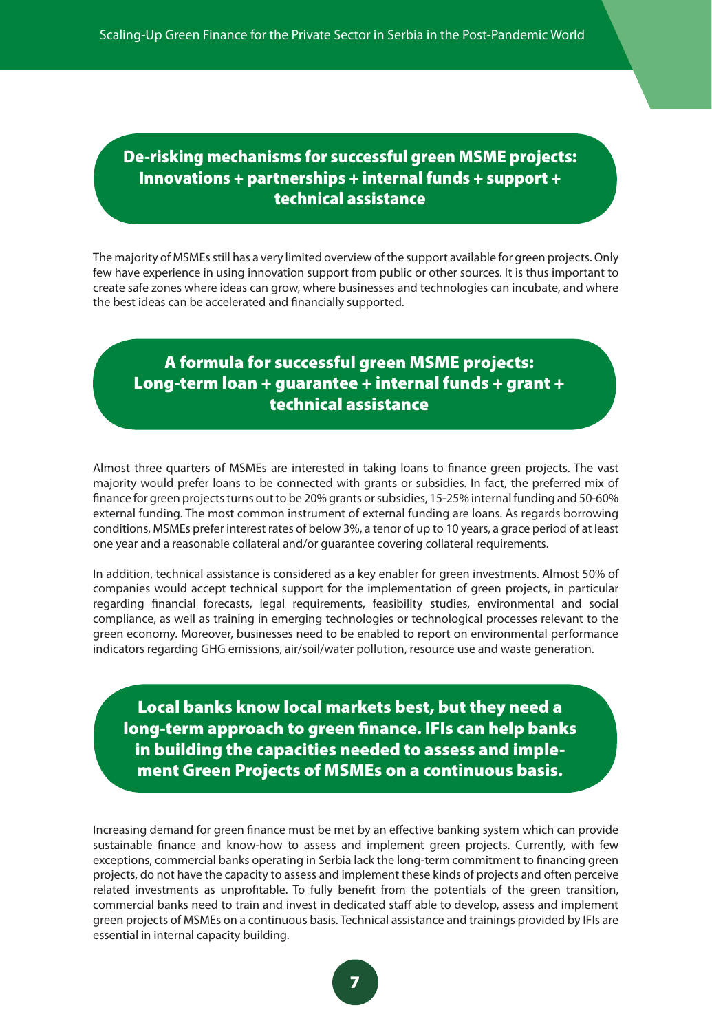## De-risking mechanisms for successful green MSME projects: Innovations + partnerships + internal funds + support + technical assistance

The majority of MSMEs still has a very limited overview of the support available for green projects. Only few have experience in using innovation support from public or other sources. It is thus important to create safe zones where ideas can grow, where businesses and technologies can incubate, and where the best ideas can be accelerated and financially supported.

## A formula for successful green MSME projects: Long-term loan + guarantee + internal funds + grant + technical assistance

Almost three quarters of MSMEs are interested in taking loans to finance green projects. The vast majority would prefer loans to be connected with grants or subsidies. In fact, the preferred mix of finance for green projects turns out to be 20% grants or subsidies, 15-25% internal funding and 50-60% external funding. The most common instrument of external funding are loans. As regards borrowing conditions, MSMEs prefer interest rates of below 3%, a tenor of up to 10 years, a grace period of at least one year and a reasonable collateral and/or guarantee covering collateral requirements.

In addition, technical assistance is considered as a key enabler for green investments. Almost 50% of companies would accept technical support for the implementation of green projects, in particular regarding financial forecasts, legal requirements, feasibility studies, environmental and social compliance, as well as training in emerging technologies or technological processes relevant to the green economy. Moreover, businesses need to be enabled to report on environmental performance indicators regarding GHG emissions, air/soil/water pollution, resource use and waste generation.

## Local banks know local markets best, but they need a long-term approach to green finance. IFIs can help banks in building the capacities needed to assess and implement Green Projects of MSMEs on a continuous basis.

Increasing demand for green finance must be met by an effective banking system which can provide sustainable finance and know-how to assess and implement green projects. Currently, with few exceptions, commercial banks operating in Serbia lack the long-term commitment to financing green projects, do not have the capacity to assess and implement these kinds of projects and often perceive related investments as unprofitable. To fully benefit from the potentials of the green transition, commercial banks need to train and invest in dedicated staff able to develop, assess and implement green projects of MSMEs on a continuous basis. Technical assistance and trainings provided by IFIs are essential in internal capacity building.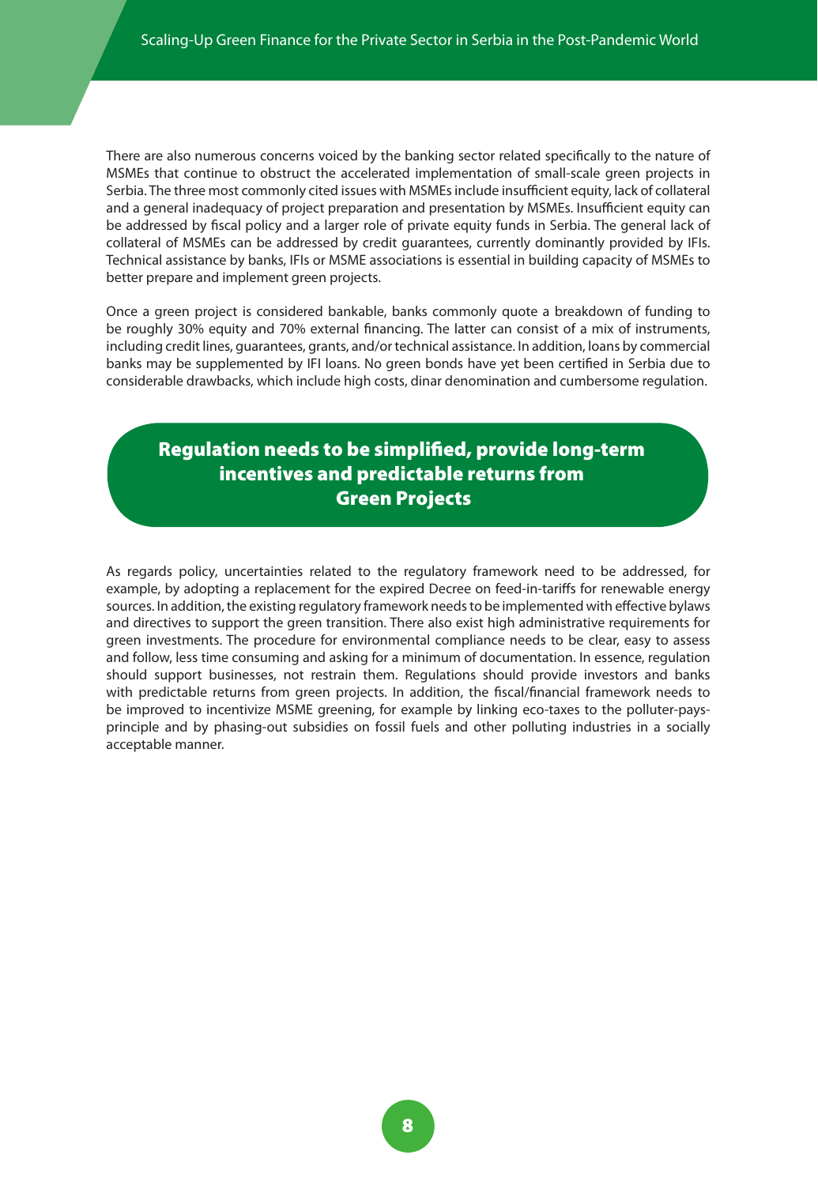There are also numerous concerns voiced by the banking sector related specifically to the nature of MSMEs that continue to obstruct the accelerated implementation of small-scale green projects in Serbia. The three most commonly cited issues with MSMEs include insufficient equity, lack of collateral and a general inadequacy of project preparation and presentation by MSMEs. Insufficient equity can be addressed by fiscal policy and a larger role of private equity funds in Serbia. The general lack of collateral of MSMEs can be addressed by credit guarantees, currently dominantly provided by IFIs. Technical assistance by banks, IFIs or MSME associations is essential in building capacity of MSMEs to better prepare and implement green projects.

Once a green project is considered bankable, banks commonly quote a breakdown of funding to be roughly 30% equity and 70% external financing. The latter can consist of a mix of instruments, including credit lines, guarantees, grants, and/or technical assistance. In addition, loans by commercial banks may be supplemented by IFI loans. No green bonds have yet been certified in Serbia due to considerable drawbacks, which include high costs, dinar denomination and cumbersome regulation.

## Regulation needs to be simplified, provide long-term incentives and predictable returns from Green Projects

As regards policy, uncertainties related to the regulatory framework need to be addressed, for example, by adopting a replacement for the expired Decree on feed-in-tariffs for renewable energy sources. In addition, the existing regulatory framework needs to be implemented with effective bylaws and directives to support the green transition. There also exist high administrative requirements for green investments. The procedure for environmental compliance needs to be clear, easy to assess and follow, less time consuming and asking for a minimum of documentation. In essence, regulation should support businesses, not restrain them. Regulations should provide investors and banks with predictable returns from green projects. In addition, the fiscal/financial framework needs to be improved to incentivize MSME greening, for example by linking eco-taxes to the polluter-pays-principle and by phasing-out subsidies on fossil fuels and other polluting industries in a socially acceptable manner.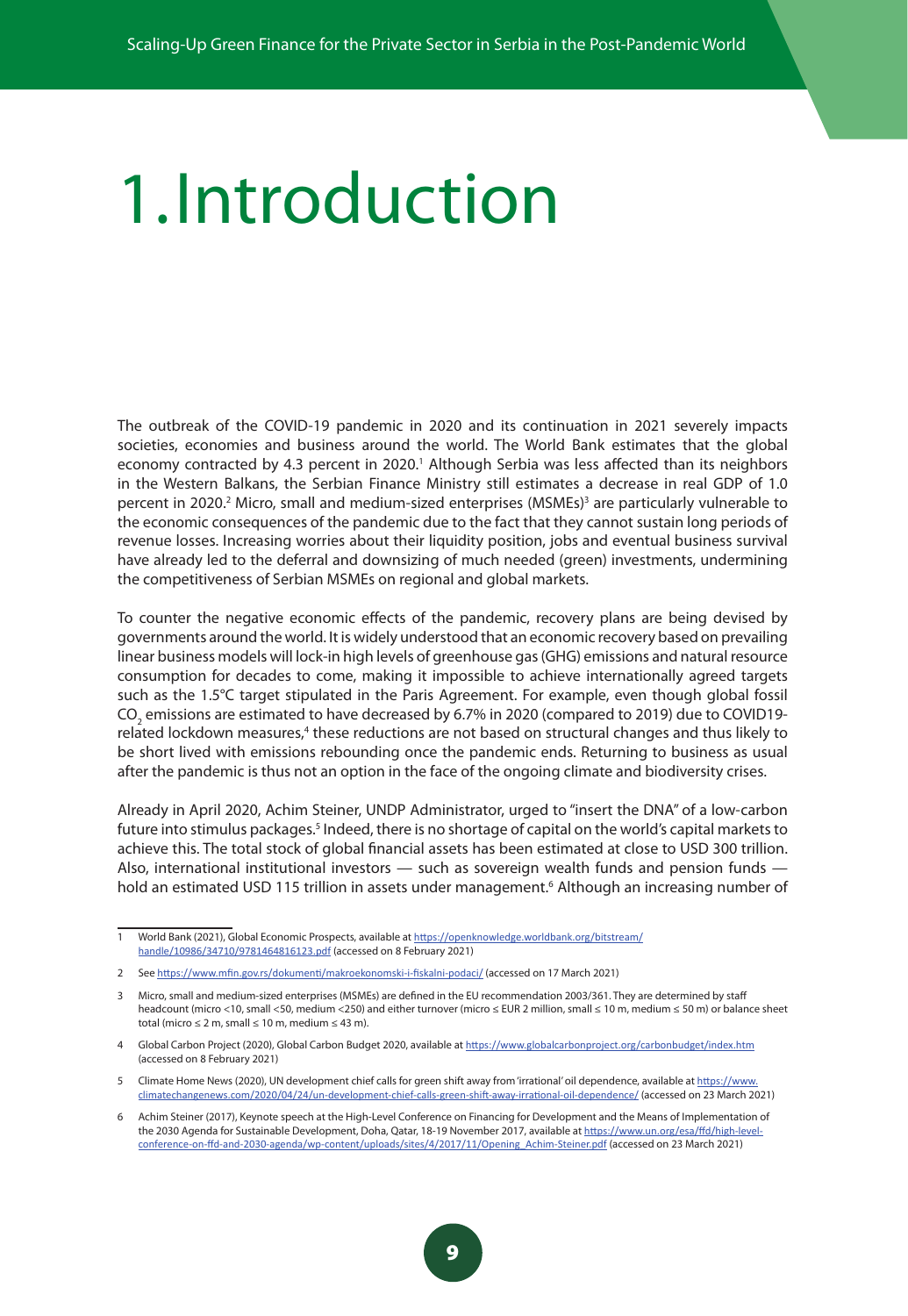# 1. Introduction

The outbreak of the COVID-19 pandemic in 2020 and its continuation in 2021 severely impacts societies, economies and business around the world. The World Bank estimates that the global economy contracted by 4.3 percent in 2020.[1] Although Serbia was less affected than its neighbors in the Western Balkans, the Serbian Finance Ministry still estimates a decrease in real GDP of 1.0 percent in 2020.[2] Micro, small and medium-sized enterprises (MSMEs)[3] are particularly vulnerable to the economic consequences of the pandemic due to the fact that they cannot sustain long periods of revenue losses. Increasing worries about their liquidity position, jobs and eventual business survival have already led to the deferral and downsizing of much needed (green) investments, undermining the competitiveness of Serbian MSMEs on regional and global markets.

To counter the negative economic effects of the pandemic, recovery plans are being devised by governments around the world. It is widely understood that an economic recovery based on prevailing linear business models will lock-in high levels of greenhouse gas (GHG) emissions and natural resource consumption for decades to come, making it impossible to achieve internationally agreed targets such as the 1.5°C target stipulated in the Paris Agreement. For example, even though global fossil $CO_2$ emissions are estimated to have decreased by 6.7% in 2020 (compared to 2019) due to COVID19-related lockdown measures,[4] these reductions are not based on structural changes and thus likely to be short lived with emissions rebounding once the pandemic ends. Returning to business as usual after the pandemic is thus not an option in the face of the ongoing climate and biodiversity crises.

Already in April 2020, Achim Steiner, UNDP Administrator, urged to "insert the DNA" of a low-carbon future into stimulus packages.[5] Indeed, there is no shortage of capital on the world's capital markets to achieve this. The total stock of global financial assets has been estimated at close to USD 300 trillion. Also, international institutional investors — such as sovereign wealth funds and pension funds — hold an estimated USD 115 trillion in assets under management.[6] Although an increasing number of

---

1 World Bank (2021), Global Economic Prospects, available at https://openknowledge.worldbank.org/bitstream/handle/10986/34710/9781464816123.pdf (accessed on 8 February 2021)

2 See https://www.mfin.gov.rs/dokumenti/makroekonomski-i-fiskalni-podaci/ (accessed on 17 March 2021)

3 Micro, small and medium-sized enterprises (MSMEs) are defined in the EU recommendation 2003/361. They are determined by staff headcount (micro <10, small <50, medium <250) and either turnover (micro ≤ EUR 2 million, small ≤ 10 m, medium ≤ 50 m) or balance sheet total (micro ≤ 2 m, small ≤ 10 m, medium ≤ 43 m).

4 Global Carbon Project (2020), Global Carbon Budget 2020, available at https://www.globalcarbonproject.org/carbonbudget/index.htm (accessed on 8 February 2021)

5 Climate Home News (2020), UN development chief calls for green shift away from 'irrational' oil dependence, available at https://www.climatechangenews.com/2020/04/24/un-development-chief-calls-green-shift-away-irrational-oil-dependence/ (accessed on 23 March 2021)

6 Achim Steiner (2017), Keynote speech at the High-Level Conference on Financing for Development and the Means of Implementation of the 2030 Agenda for Sustainable Development, Doha, Qatar, 18-19 November 2017, available at https://www.un.org/esa/ffd/high-level-conference-on-ffd-and-2030-agenda/wp-content/uploads/sites/4/2017/11/Opening_Achim-Steiner.pdf (accessed on 23 March 2021)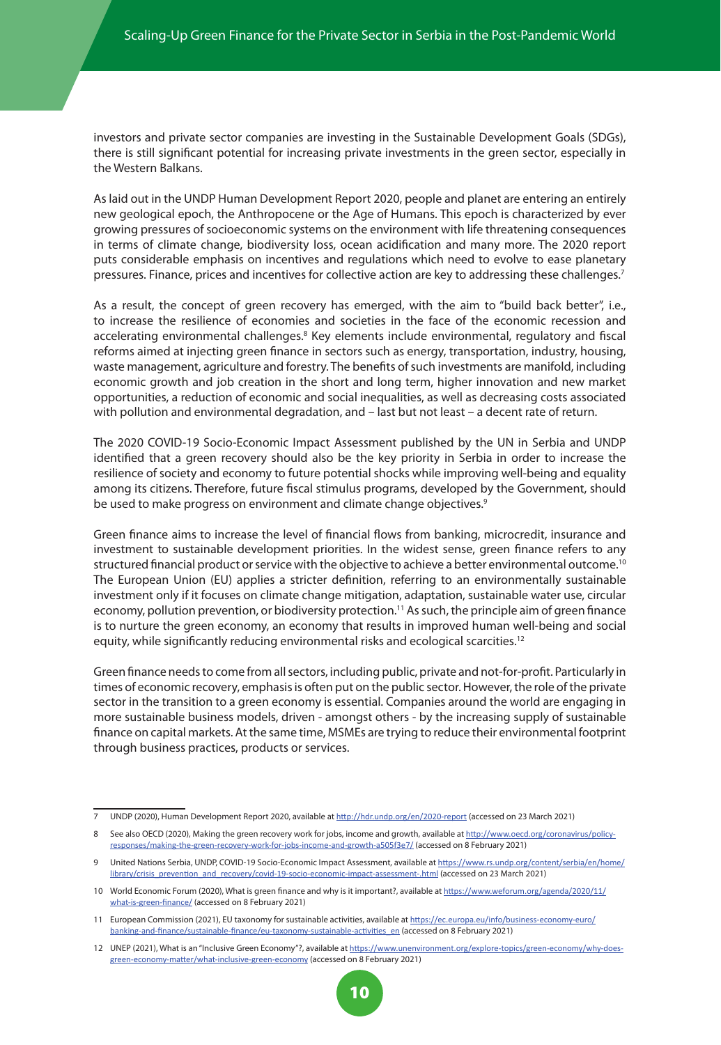investors and private sector companies are investing in the Sustainable Development Goals (SDGs), there is still significant potential for increasing private investments in the green sector, especially in the Western Balkans.

As laid out in the UNDP Human Development Report 2020, people and planet are entering an entirely new geological epoch, the Anthropocene or the Age of Humans. This epoch is characterized by ever growing pressures of socioeconomic systems on the environment with life threatening consequences in terms of climate change, biodiversity loss, ocean acidification and many more. The 2020 report puts considerable emphasis on incentives and regulations which need to evolve to ease planetary pressures. Finance, prices and incentives for collective action are key to addressing these challenges.[7]

As a result, the concept of green recovery has emerged, with the aim to "build back better", i.e., to increase the resilience of economies and societies in the face of the economic recession and accelerating environmental challenges.[8] Key elements include environmental, regulatory and fiscal reforms aimed at injecting green finance in sectors such as energy, transportation, industry, housing, waste management, agriculture and forestry. The benefits of such investments are manifold, including economic growth and job creation in the short and long term, higher innovation and new market opportunities, a reduction of economic and social inequalities, as well as decreasing costs associated with pollution and environmental degradation, and – last but not least – a decent rate of return.

The 2020 COVID-19 Socio-Economic Impact Assessment published by the UN in Serbia and UNDP identified that a green recovery should also be the key priority in Serbia in order to increase the resilience of society and economy to future potential shocks while improving well-being and equality among its citizens. Therefore, future fiscal stimulus programs, developed by the Government, should be used to make progress on environment and climate change objectives.[9]

Green finance aims to increase the level of financial flows from banking, microcredit, insurance and investment to sustainable development priorities. In the widest sense, green finance refers to any structured financial product or service with the objective to achieve a better environmental outcome.[10] The European Union (EU) applies a stricter definition, referring to an environmentally sustainable investment only if it focuses on climate change mitigation, adaptation, sustainable water use, circular economy, pollution prevention, or biodiversity protection.[11] As such, the principle aim of green finance is to nurture the green economy, an economy that results in improved human well-being and social equity, while significantly reducing environmental risks and ecological scarcities.[12]

Green finance needs to come from all sectors, including public, private and not-for-profit. Particularly in times of economic recovery, emphasis is often put on the public sector. However, the role of the private sector in the transition to a green economy is essential. Companies around the world are engaging in more sustainable business models, driven - amongst others - by the increasing supply of sustainable finance on capital markets. At the same time, MSMEs are trying to reduce their environmental footprint through business practices, products or services.

---

7 UNDP (2020), Human Development Report 2020, available at http://hdr.undp.org/en/2020-report (accessed on 23 March 2021)

8 See also OECD (2020), Making the green recovery work for jobs, income and growth, available at http://www.oecd.org/coronavirus/policy-responses/making-the-green-recovery-work-for-jobs-income-and-growth-a505f3e7/ (accessed on 8 February 2021)

9 United Nations Serbia, UNDP, COVID-19 Socio-Economic Impact Assessment, available at https://www.rs.undp.org/content/serbia/en/home/library/crisis_prevention_and_recovery/covid-19-socio-economic-impact-assessment-.html (accessed on 23 March 2021)

10 World Economic Forum (2020), What is green finance and why is it important?, available at https://www.weforum.org/agenda/2020/11/what-is-green-finance/ (accessed on 8 February 2021)

11 European Commission (2021), EU taxonomy for sustainable activities, available at https://ec.europa.eu/info/business-economy-euro/banking-and-finance/sustainable-finance/eu-taxonomy-sustainable-activities_en (accessed on 8 February 2021)

12 UNEP (2021), What is an "Inclusive Green Economy"?, available at https://www.unenvironment.org/explore-topics/green-economy/why-does-green-economy-matter/what-inclusive-green-economy (accessed on 8 February 2021)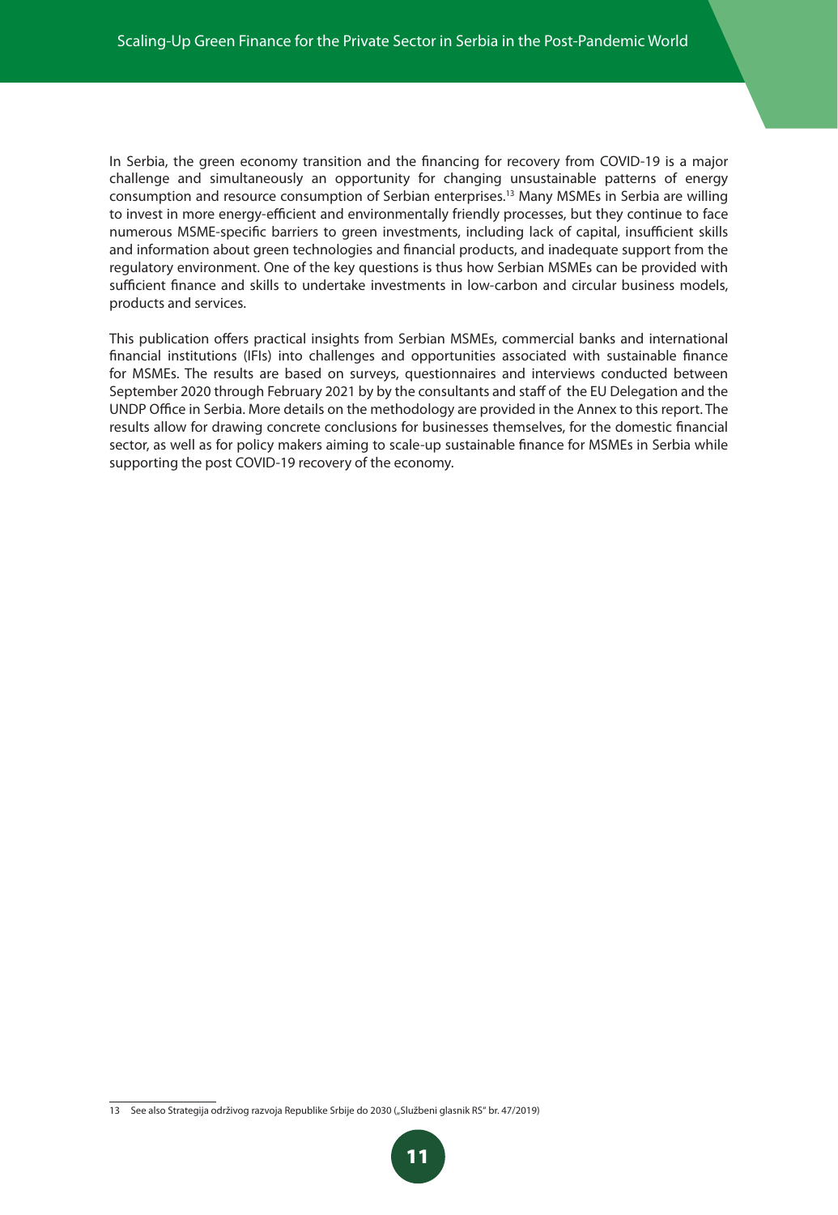In Serbia, the green economy transition and the financing for recovery from COVID-19 is a major challenge and simultaneously an opportunity for changing unsustainable patterns of energy consumption and resource consumption of Serbian enterprises.[13] Many MSMEs in Serbia are willing to invest in more energy-efficient and environmentally friendly processes, but they continue to face numerous MSME-specific barriers to green investments, including lack of capital, insufficient skills and information about green technologies and financial products, and inadequate support from the regulatory environment. One of the key questions is thus how Serbian MSMEs can be provided with sufficient finance and skills to undertake investments in low-carbon and circular business models, products and services.

This publication offers practical insights from Serbian MSMEs, commercial banks and international financial institutions (IFIs) into challenges and opportunities associated with sustainable finance for MSMEs. The results are based on surveys, questionnaires and interviews conducted between September 2020 through February 2021 by by the consultants and staff of the EU Delegation and the UNDP Office in Serbia. More details on the methodology are provided in the Annex to this report. The results allow for drawing concrete conclusions for businesses themselves, for the domestic financial sector, as well as for policy makers aiming to scale-up sustainable finance for MSMEs in Serbia while supporting the post COVID-19 recovery of the economy.

---

13 See also Strategija održivog razvoja Republike Srbije do 2030 („Službeni glasnik RS" br. 47/2019)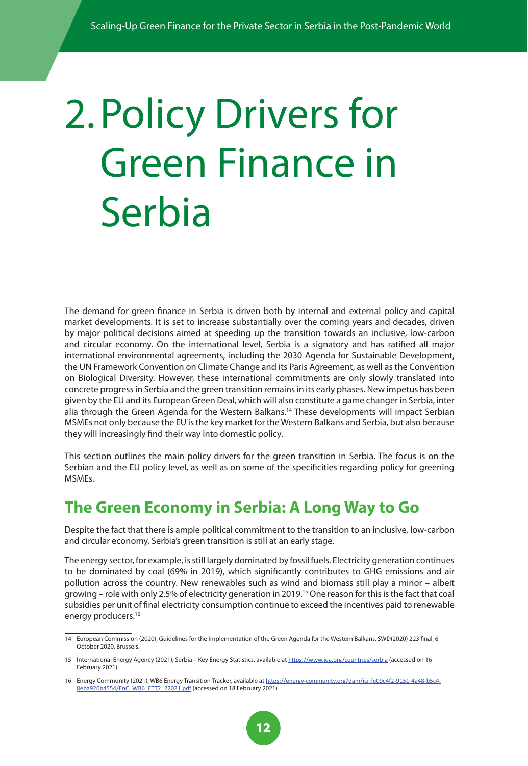# 2. Policy Drivers for Green Finance in Serbia

The demand for green finance in Serbia is driven both by internal and external policy and capital market developments. It is set to increase substantially over the coming years and decades, driven by major political decisions aimed at speeding up the transition towards an inclusive, low-carbon and circular economy. On the international level, Serbia is a signatory and has ratified all major international environmental agreements, including the 2030 Agenda for Sustainable Development, the UN Framework Convention on Climate Change and its Paris Agreement, as well as the Convention on Biological Diversity. However, these international commitments are only slowly translated into concrete progress in Serbia and the green transition remains in its early phases. New impetus has been given by the EU and its European Green Deal, which will also constitute a game changer in Serbia, inter alia through the Green Agenda for the Western Balkans.[14] These developments will impact Serbian MSMEs not only because the EU is the key market for the Western Balkans and Serbia, but also because they will increasingly find their way into domestic policy.

This section outlines the main policy drivers for the green transition in Serbia. The focus is on the Serbian and the EU policy level, as well as on some of the specificities regarding policy for greening MSMEs.

## The Green Economy in Serbia: A Long Way to Go

Despite the fact that there is ample political commitment to the transition to an inclusive, low-carbon and circular economy, Serbia's green transition is still at an early stage.

The energy sector, for example, is still largely dominated by fossil fuels. Electricity generation continues to be dominated by coal (69% in 2019), which significantly contributes to GHG emissions and air pollution across the country. New renewables such as wind and biomass still play a minor – albeit growing – role with only 2.5% of electricity generation in 2019.[15] One reason for this is the fact that coal subsidies per unit of final electricity consumption continue to exceed the incentives paid to renewable energy producers.[16]

---

14 European Commission (2020), Guidelines for the Implementation of the Green Agenda for the Western Balkans, SWD(2020) 223 final, 6 October 2020, Brussels.

15 International Energy Agency (2021), Serbia – Key Energy Statistics, available at https://www.iea.org/countries/serbia (accessed on 16 February 2021)

16 Energy Community (2021), WB6 Energy Transition Tracker, available at https://energy-community.org/dam/jcr:fe09c4f2-9151-4a48-b5c4-8eba920b4554/EnC_WB6_ETT2_22021.pdf (accessed on 18 February 2021)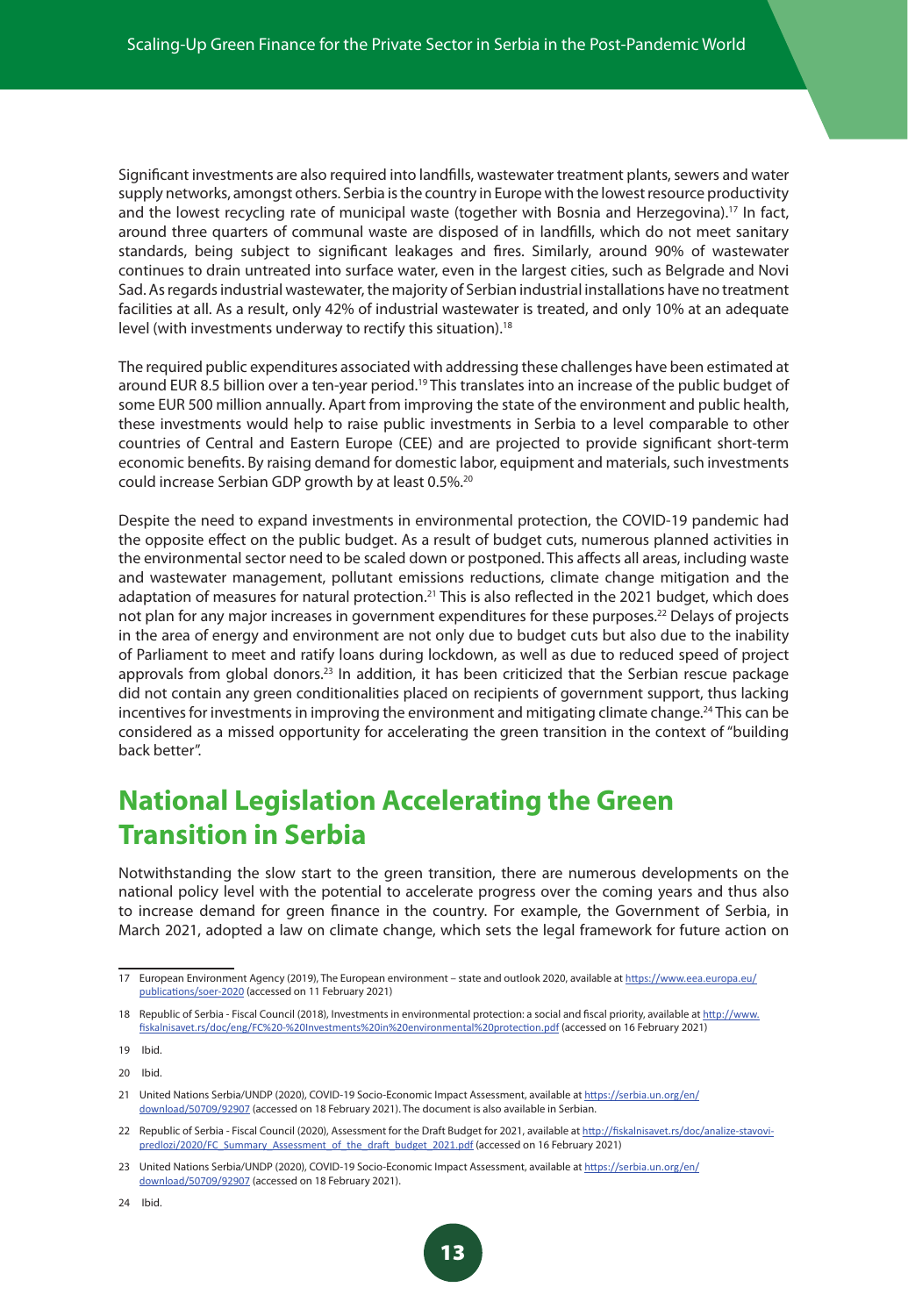Significant investments are also required into landfills, wastewater treatment plants, sewers and water supply networks, amongst others. Serbia is the country in Europe with the lowest resource productivity and the lowest recycling rate of municipal waste (together with Bosnia and Herzegovina).[17] In fact, around three quarters of communal waste are disposed of in landfills, which do not meet sanitary standards, being subject to significant leakages and fires. Similarly, around 90% of wastewater continues to drain untreated into surface water, even in the largest cities, such as Belgrade and Novi Sad. As regards industrial wastewater, the majority of Serbian industrial installations have no treatment facilities at all. As a result, only 42% of industrial wastewater is treated, and only 10% at an adequate level (with investments underway to rectify this situation).[18]

The required public expenditures associated with addressing these challenges have been estimated at around EUR 8.5 billion over a ten-year period.[19] This translates into an increase of the public budget of some EUR 500 million annually. Apart from improving the state of the environment and public health, these investments would help to raise public investments in Serbia to a level comparable to other countries of Central and Eastern Europe (CEE) and are projected to provide significant short-term economic benefits. By raising demand for domestic labor, equipment and materials, such investments could increase Serbian GDP growth by at least 0.5%.[20]

Despite the need to expand investments in environmental protection, the COVID-19 pandemic had the opposite effect on the public budget. As a result of budget cuts, numerous planned activities in the environmental sector need to be scaled down or postponed. This affects all areas, including waste and wastewater management, pollutant emissions reductions, climate change mitigation and the adaptation of measures for natural protection.[21] This is also reflected in the 2021 budget, which does not plan for any major increases in government expenditures for these purposes.[22] Delays of projects in the area of energy and environment are not only due to budget cuts but also due to the inability of Parliament to meet and ratify loans during lockdown, as well as due to reduced speed of project approvals from global donors.[23] In addition, it has been criticized that the Serbian rescue package did not contain any green conditionalities placed on recipients of government support, thus lacking incentives for investments in improving the environment and mitigating climate change.[24] This can be considered as a missed opportunity for accelerating the green transition in the context of "building back better".

## National Legislation Accelerating the Green Transition in Serbia

Notwithstanding the slow start to the green transition, there are numerous developments on the national policy level with the potential to accelerate progress over the coming years and thus also to increase demand for green finance in the country. For example, the Government of Serbia, in March 2021, adopted a law on climate change, which sets the legal framework for future action on

---

17 European Environment Agency (2019), The European environment – state and outlook 2020, available at https://www.eea.europa.eu/publications/soer-2020 (accessed on 11 February 2021)

18 Republic of Serbia - Fiscal Council (2018), Investments in environmental protection: a social and fiscal priority, available at http://www.fiskalnisavet.rs/doc/eng/FC%20-%20Investments%20in%20environmental%20protection.pdf (accessed on 16 February 2021)

19 Ibid.

20 Ibid.

21 United Nations Serbia/UNDP (2020), COVID-19 Socio-Economic Impact Assessment, available at https://serbia.un.org/en/download/50709/92907 (accessed on 18 February 2021). The document is also available in Serbian.

22 Republic of Serbia - Fiscal Council (2020), Assessment for the Draft Budget for 2021, available at http://fiskalnisavet.rs/doc/analize-stavovi-predlozi/2020/FC_Summary_Assessment_of_the_draft_budget_2021.pdf (accessed on 16 February 2021)

23 United Nations Serbia/UNDP (2020), COVID-19 Socio-Economic Impact Assessment, available at https://serbia.un.org/en/download/50709/92907 (accessed on 18 February 2021).

24 Ibid.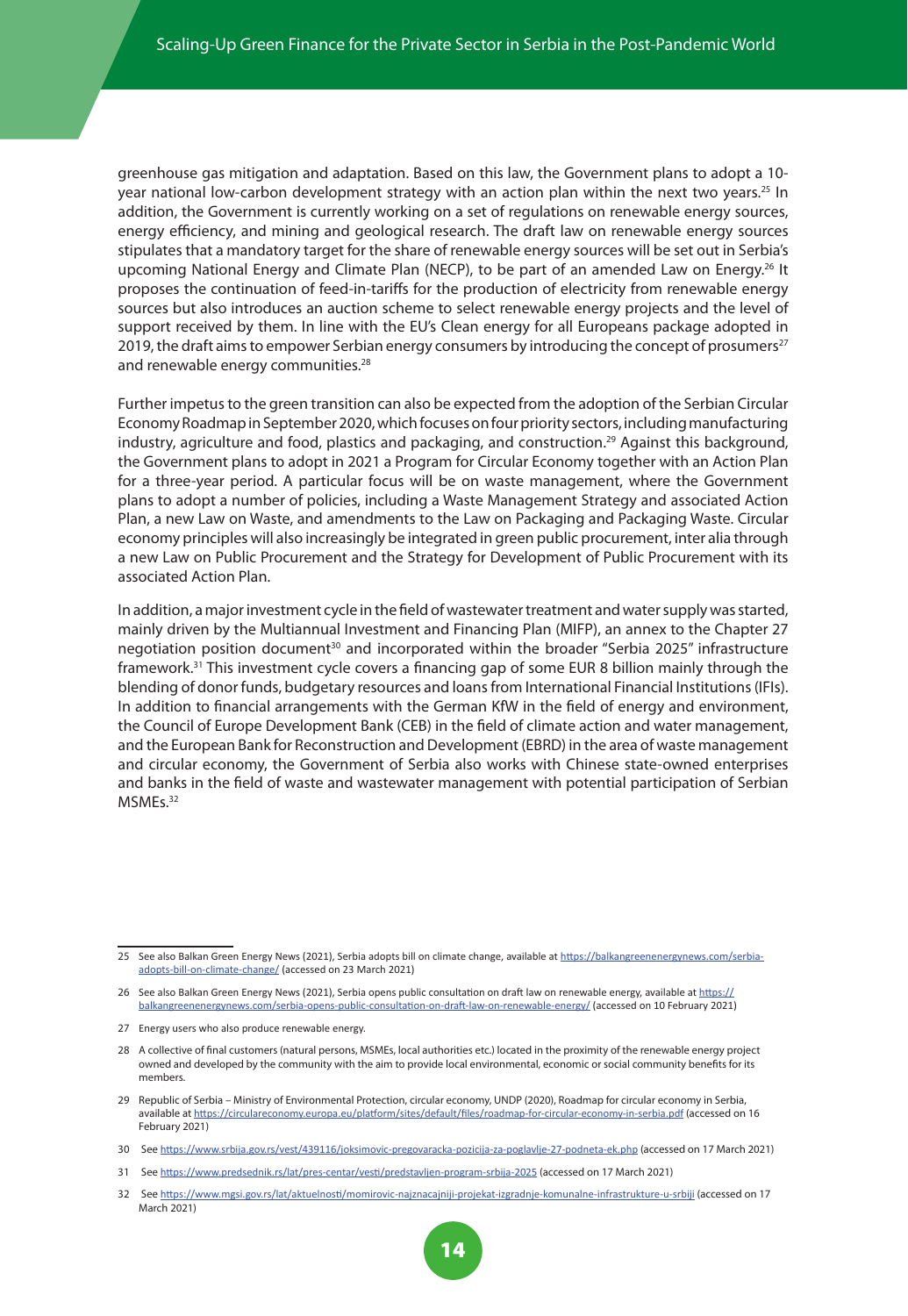greenhouse gas mitigation and adaptation. Based on this law, the Government plans to adopt a 10-year national low-carbon development strategy with an action plan within the next two years.[25] In addition, the Government is currently working on a set of regulations on renewable energy sources, energy efficiency, and mining and geological research. The draft law on renewable energy sources stipulates that a mandatory target for the share of renewable energy sources will be set out in Serbia's upcoming National Energy and Climate Plan (NECP), to be part of an amended Law on Energy.[26] It proposes the continuation of feed-in-tariffs for the production of electricity from renewable energy sources but also introduces an auction scheme to select renewable energy projects and the level of support received by them. In line with the EU's Clean energy for all Europeans package adopted in 2019, the draft aims to empower Serbian energy consumers by introducing the concept of prosumers[27] and renewable energy communities.[28]

Further impetus to the green transition can also be expected from the adoption of the Serbian Circular Economy Roadmap in September 2020, which focuses on four priority sectors, including manufacturing industry, agriculture and food, plastics and packaging, and construction.[29] Against this background, the Government plans to adopt in 2021 a Program for Circular Economy together with an Action Plan for a three-year period. A particular focus will be on waste management, where the Government plans to adopt a number of policies, including a Waste Management Strategy and associated Action Plan, a new Law on Waste, and amendments to the Law on Packaging and Packaging Waste. Circular economy principles will also increasingly be integrated in green public procurement, inter alia through a new Law on Public Procurement and the Strategy for Development of Public Procurement with its associated Action Plan.

In addition, a major investment cycle in the field of wastewater treatment and water supply was started, mainly driven by the Multiannual Investment and Financing Plan (MIFP), an annex to the Chapter 27 negotiation position document[30] and incorporated within the broader "Serbia 2025" infrastructure framework.[31] This investment cycle covers a financing gap of some EUR 8 billion mainly through the blending of donor funds, budgetary resources and loans from International Financial Institutions (IFIs). In addition to financial arrangements with the German KfW in the field of energy and environment, the Council of Europe Development Bank (CEB) in the field of climate action and water management, and the European Bank for Reconstruction and Development (EBRD) in the area of waste management and circular economy, the Government of Serbia also works with Chinese state-owned enterprises and banks in the field of waste and wastewater management with potential participation of Serbian MSMEs.[32]

---

25 See also Balkan Green Energy News (2021), Serbia adopts bill on climate change, available at https://balkangreenenergynews.com/serbia-adopts-bill-on-climate-change/ (accessed on 23 March 2021)

26 See also Balkan Green Energy News (2021), Serbia opens public consultation on draft law on renewable energy, available at https://balkangreenenergynews.com/serbia-opens-public-consultation-on-draft-law-on-renewable-energy/ (accessed on 10 February 2021)

27 Energy users who also produce renewable energy.

28 A collective of final customers (natural persons, MSMEs, local authorities etc.) located in the proximity of the renewable energy project owned and developed by the community with the aim to provide local environmental, economic or social community benefits for its members.

29 Republic of Serbia – Ministry of Environmental Protection, circular economy, UNDP (2020), Roadmap for circular economy in Serbia, available at https://circulareconomy.europa.eu/platform/sites/default/files/roadmap-for-circular-economy-in-serbia.pdf (accessed on 16 February 2021)

30 See https://www.srbija.gov.rs/vest/439116/joksimovic-pregovaracka-pozicija-za-poglavlje-27-podneta-ek.php (accessed on 17 March 2021)

31 See https://www.predsednik.rs/lat/pres-centar/vesti/predstavljen-program-srbija-2025 (accessed on 17 March 2021)

32 See https://www.mgsi.gov.rs/lat/aktuelnosti/momirovic-najznacajniji-projekat-izgradnje-komunalne-infrastrukture-u-srbiji (accessed on 17 March 2021)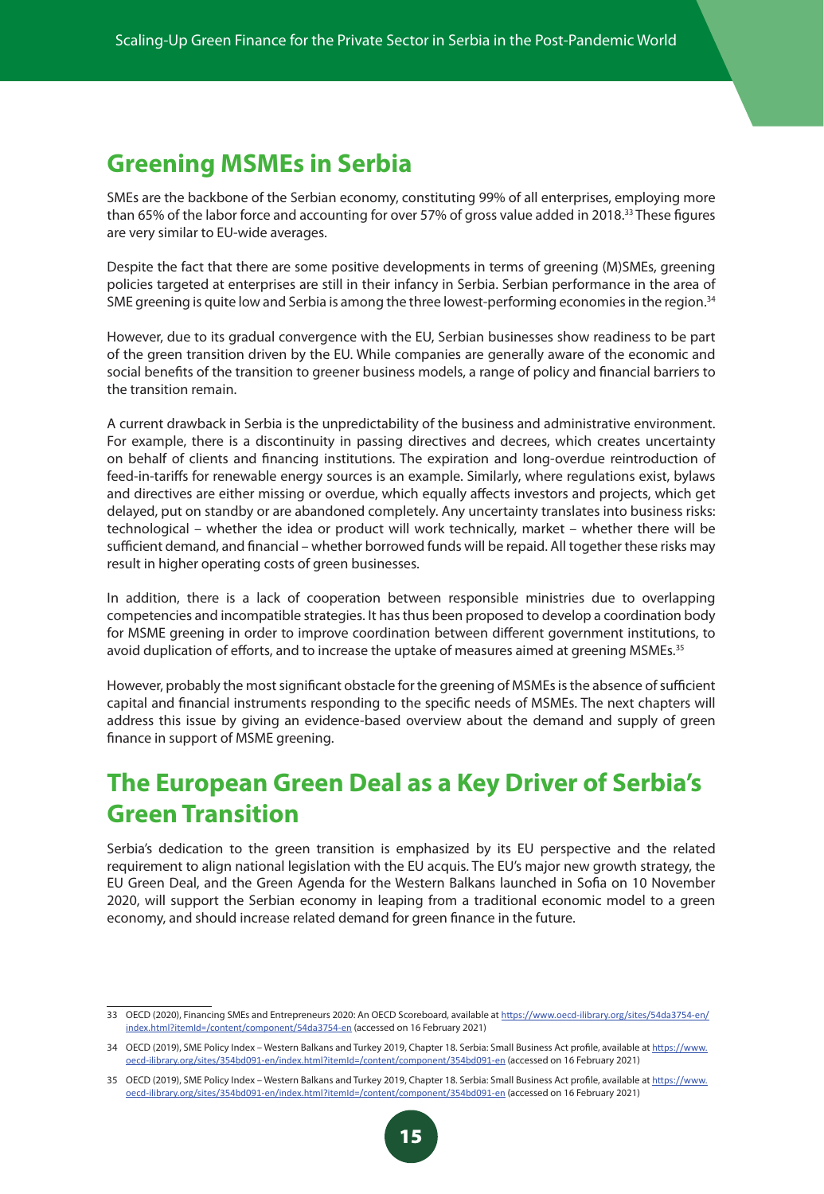## Greening MSMEs in Serbia

SMEs are the backbone of the Serbian economy, constituting 99% of all enterprises, employing more than 65% of the labor force and accounting for over 57% of gross value added in 2018.[33] These figures are very similar to EU-wide averages.

Despite the fact that there are some positive developments in terms of greening (M)SMEs, greening policies targeted at enterprises are still in their infancy in Serbia. Serbian performance in the area of SME greening is quite low and Serbia is among the three lowest-performing economies in the region.[34]

However, due to its gradual convergence with the EU, Serbian businesses show readiness to be part of the green transition driven by the EU. While companies are generally aware of the economic and social benefits of the transition to greener business models, a range of policy and financial barriers to the transition remain.

A current drawback in Serbia is the unpredictability of the business and administrative environment. For example, there is a discontinuity in passing directives and decrees, which creates uncertainty on behalf of clients and financing institutions. The expiration and long-overdue reintroduction of feed-in-tariffs for renewable energy sources is an example. Similarly, where regulations exist, bylaws and directives are either missing or overdue, which equally affects investors and projects, which get delayed, put on standby or are abandoned completely. Any uncertainty translates into business risks: technological – whether the idea or product will work technically, market – whether there will be sufficient demand, and financial – whether borrowed funds will be repaid. All together these risks may result in higher operating costs of green businesses.

In addition, there is a lack of cooperation between responsible ministries due to overlapping competencies and incompatible strategies. It has thus been proposed to develop a coordination body for MSME greening in order to improve coordination between different government institutions, to avoid duplication of efforts, and to increase the uptake of measures aimed at greening MSMEs.[35]

However, probably the most significant obstacle for the greening of MSMEs is the absence of sufficient capital and financial instruments responding to the specific needs of MSMEs. The next chapters will address this issue by giving an evidence-based overview about the demand and supply of green finance in support of MSME greening.

## The European Green Deal as a Key Driver of Serbia's Green Transition

Serbia's dedication to the green transition is emphasized by its EU perspective and the related requirement to align national legislation with the EU acquis. The EU's major new growth strategy, the EU Green Deal, and the Green Agenda for the Western Balkans launched in Sofia on 10 November 2020, will support the Serbian economy in leaping from a traditional economic model to a green economy, and should increase related demand for green finance in the future.

---

33 OECD (2020), Financing SMEs and Entrepreneurs 2020: An OECD Scoreboard, available at https://www.oecd-ilibrary.org/sites/54da3754-en/index.html?itemId=/content/component/54da3754-en (accessed on 16 February 2021)

34 OECD (2019), SME Policy Index – Western Balkans and Turkey 2019, Chapter 18. Serbia: Small Business Act profile, available at https://www.oecd-ilibrary.org/sites/354bd091-en/index.html?itemId=/content/component/354bd091-en (accessed on 16 February 2021)

35 OECD (2019), SME Policy Index – Western Balkans and Turkey 2019, Chapter 18. Serbia: Small Business Act profile, available at https://www.oecd-ilibrary.org/sites/354bd091-en/index.html?itemId=/content/component/354bd091-en (accessed on 16 February 2021)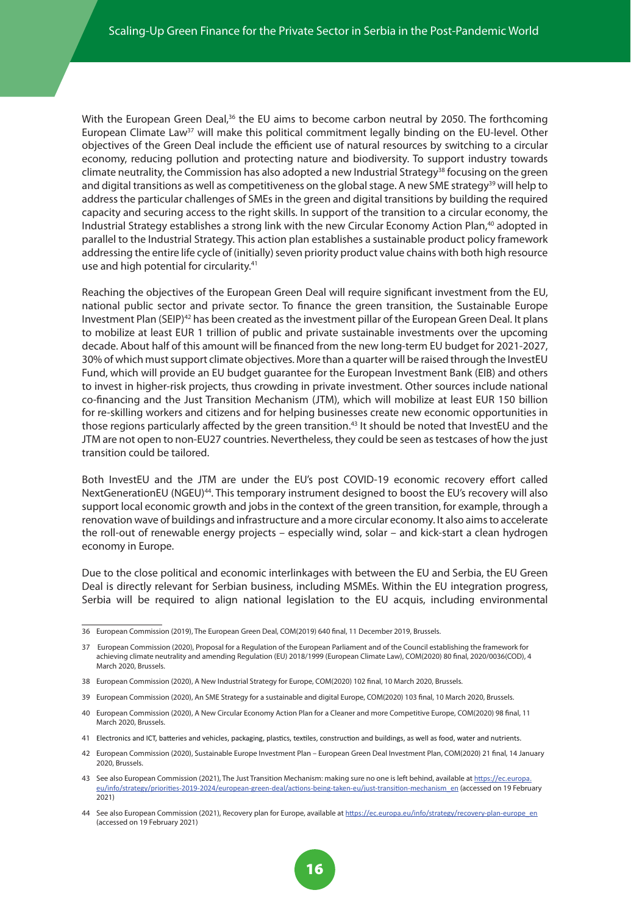With the European Green Deal,[36] the EU aims to become carbon neutral by 2050. The forthcoming European Climate Law[37] will make this political commitment legally binding on the EU-level. Other objectives of the Green Deal include the efficient use of natural resources by switching to a circular economy, reducing pollution and protecting nature and biodiversity. To support industry towards climate neutrality, the Commission has also adopted a new Industrial Strategy[38] focusing on the green and digital transitions as well as competitiveness on the global stage. A new SME strategy[39] will help to address the particular challenges of SMEs in the green and digital transitions by building the required capacity and securing access to the right skills. In support of the transition to a circular economy, the Industrial Strategy establishes a strong link with the new Circular Economy Action Plan,[40] adopted in parallel to the Industrial Strategy. This action plan establishes a sustainable product policy framework addressing the entire life cycle of (initially) seven priority product value chains with both high resource use and high potential for circularity.[41]

Reaching the objectives of the European Green Deal will require significant investment from the EU, national public sector and private sector. To finance the green transition, the Sustainable Europe Investment Plan (SEIP)[42] has been created as the investment pillar of the European Green Deal. It plans to mobilize at least EUR 1 trillion of public and private sustainable investments over the upcoming decade. About half of this amount will be financed from the new long-term EU budget for 2021-2027, 30% of which must support climate objectives. More than a quarter will be raised through the InvestEU Fund, which will provide an EU budget guarantee for the European Investment Bank (EIB) and others to invest in higher-risk projects, thus crowding in private investment. Other sources include national co-financing and the Just Transition Mechanism (JTM), which will mobilize at least EUR 150 billion for re-skilling workers and citizens and for helping businesses create new economic opportunities in those regions particularly affected by the green transition.[43] It should be noted that InvestEU and the JTM are not open to non-EU27 countries. Nevertheless, they could be seen as testcases of how the just transition could be tailored.

Both InvestEU and the JTM are under the EU's post COVID-19 economic recovery effort called NextGenerationEU (NGEU)[44]. This temporary instrument designed to boost the EU's recovery will also support local economic growth and jobs in the context of the green transition, for example, through a renovation wave of buildings and infrastructure and a more circular economy. It also aims to accelerate the roll-out of renewable energy projects – especially wind, solar – and kick-start a clean hydrogen economy in Europe.

Due to the close political and economic interlinkages with between the EU and Serbia, the EU Green Deal is directly relevant for Serbian business, including MSMEs. Within the EU integration progress, Serbia will be required to align national legislation to the EU acquis, including environmental

---

36 European Commission (2019), The European Green Deal, COM(2019) 640 final, 11 December 2019, Brussels.

37 European Commission (2020), Proposal for a Regulation of the European Parliament and of the Council establishing the framework for achieving climate neutrality and amending Regulation (EU) 2018/1999 (European Climate Law), COM(2020) 80 final, 2020/0036(COD), 4 March 2020, Brussels.

38 European Commission (2020), A New Industrial Strategy for Europe, COM(2020) 102 final, 10 March 2020, Brussels.

39 European Commission (2020), An SME Strategy for a sustainable and digital Europe, COM(2020) 103 final, 10 March 2020, Brussels.

40 European Commission (2020), A New Circular Economy Action Plan for a Cleaner and more Competitive Europe, COM(2020) 98 final, 11 March 2020, Brussels.

41 Electronics and ICT, batteries and vehicles, packaging, plastics, textiles, construction and buildings, as well as food, water and nutrients.

42 European Commission (2020), Sustainable Europe Investment Plan – European Green Deal Investment Plan, COM(2020) 21 final, 14 January 2020, Brussels.

43 See also European Commission (2021), The Just Transition Mechanism: making sure no one is left behind, available at https://ec.europa.eu/info/strategy/priorities-2019-2024/european-green-deal/actions-being-taken-eu/just-transition-mechanism_en (accessed on 19 February 2021)

44 See also European Commission (2021), Recovery plan for Europe, available at https://ec.europa.eu/info/strategy/recovery-plan-europe_en (accessed on 19 February 2021)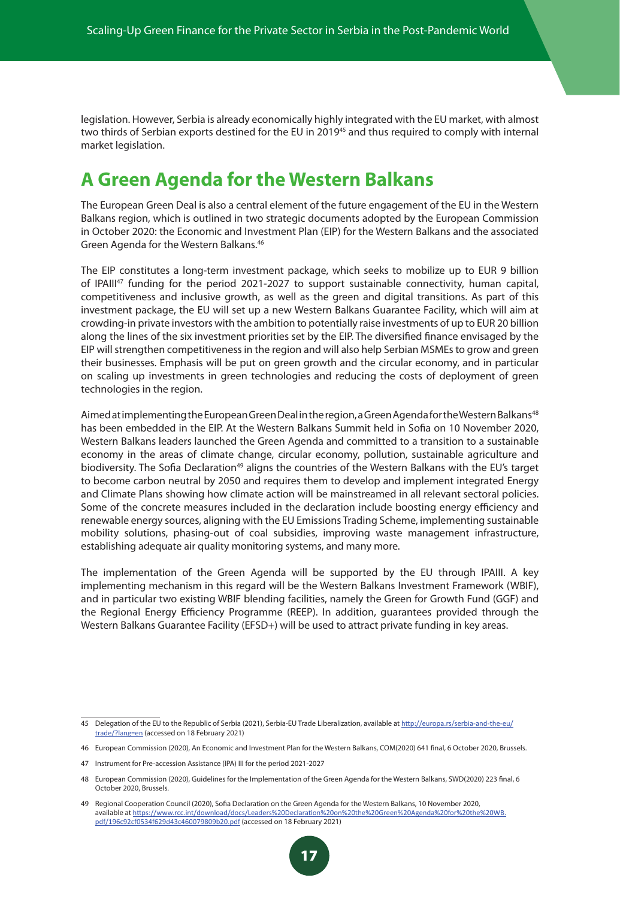legislation. However, Serbia is already economically highly integrated with the EU market, with almost two thirds of Serbian exports destined for the EU in 2019[45] and thus required to comply with internal market legislation.

## A Green Agenda for the Western Balkans

The European Green Deal is also a central element of the future engagement of the EU in the Western Balkans region, which is outlined in two strategic documents adopted by the European Commission in October 2020: the Economic and Investment Plan (EIP) for the Western Balkans and the associated Green Agenda for the Western Balkans.[46]

The EIP constitutes a long-term investment package, which seeks to mobilize up to EUR 9 billion of IPAIII[47] funding for the period 2021-2027 to support sustainable connectivity, human capital, competitiveness and inclusive growth, as well as the green and digital transitions. As part of this investment package, the EU will set up a new Western Balkans Guarantee Facility, which will aim at crowding-in private investors with the ambition to potentially raise investments of up to EUR 20 billion along the lines of the six investment priorities set by the EIP. The diversified finance envisaged by the EIP will strengthen competitiveness in the region and will also help Serbian MSMEs to grow and green their businesses. Emphasis will be put on green growth and the circular economy, and in particular on scaling up investments in green technologies and reducing the costs of deployment of green technologies in the region.

Aimed at implementing the European Green Deal in the region, a Green Agenda for the Western Balkans[48] has been embedded in the EIP. At the Western Balkans Summit held in Sofia on 10 November 2020, Western Balkans leaders launched the Green Agenda and committed to a transition to a sustainable economy in the areas of climate change, circular economy, pollution, sustainable agriculture and biodiversity. The Sofia Declaration[49] aligns the countries of the Western Balkans with the EU's target to become carbon neutral by 2050 and requires them to develop and implement integrated Energy and Climate Plans showing how climate action will be mainstreamed in all relevant sectoral policies. Some of the concrete measures included in the declaration include boosting energy efficiency and renewable energy sources, aligning with the EU Emissions Trading Scheme, implementing sustainable mobility solutions, phasing-out of coal subsidies, improving waste management infrastructure, establishing adequate air quality monitoring systems, and many more.

The implementation of the Green Agenda will be supported by the EU through IPAIII. A key implementing mechanism in this regard will be the Western Balkans Investment Framework (WBIF), and in particular two existing WBIF blending facilities, namely the Green for Growth Fund (GGF) and the Regional Energy Efficiency Programme (REEP). In addition, guarantees provided through the Western Balkans Guarantee Facility (EFSD+) will be used to attract private funding in key areas.

---

45 Delegation of the EU to the Republic of Serbia (2021), Serbia-EU Trade Liberalization, available at http://europa.rs/serbia-and-the-eu/trade/?lang=en (accessed on 18 February 2021)

46 European Commission (2020), An Economic and Investment Plan for the Western Balkans, COM(2020) 641 final, 6 October 2020, Brussels.

47 Instrument for Pre-accession Assistance (IPA) III for the period 2021-2027

48 European Commission (2020), Guidelines for the Implementation of the Green Agenda for the Western Balkans, SWD(2020) 223 final, 6 October 2020, Brussels.

49 Regional Cooperation Council (2020), Sofia Declaration on the Green Agenda for the Western Balkans, 10 November 2020, available at https://www.rcc.int/download/docs/Leaders%20Declaration%20on%20the%20Green%20Agenda%20for%20the%20WB.pdf/196c92cf0534f629d43c460079809b20.pdf (accessed on 18 February 2021)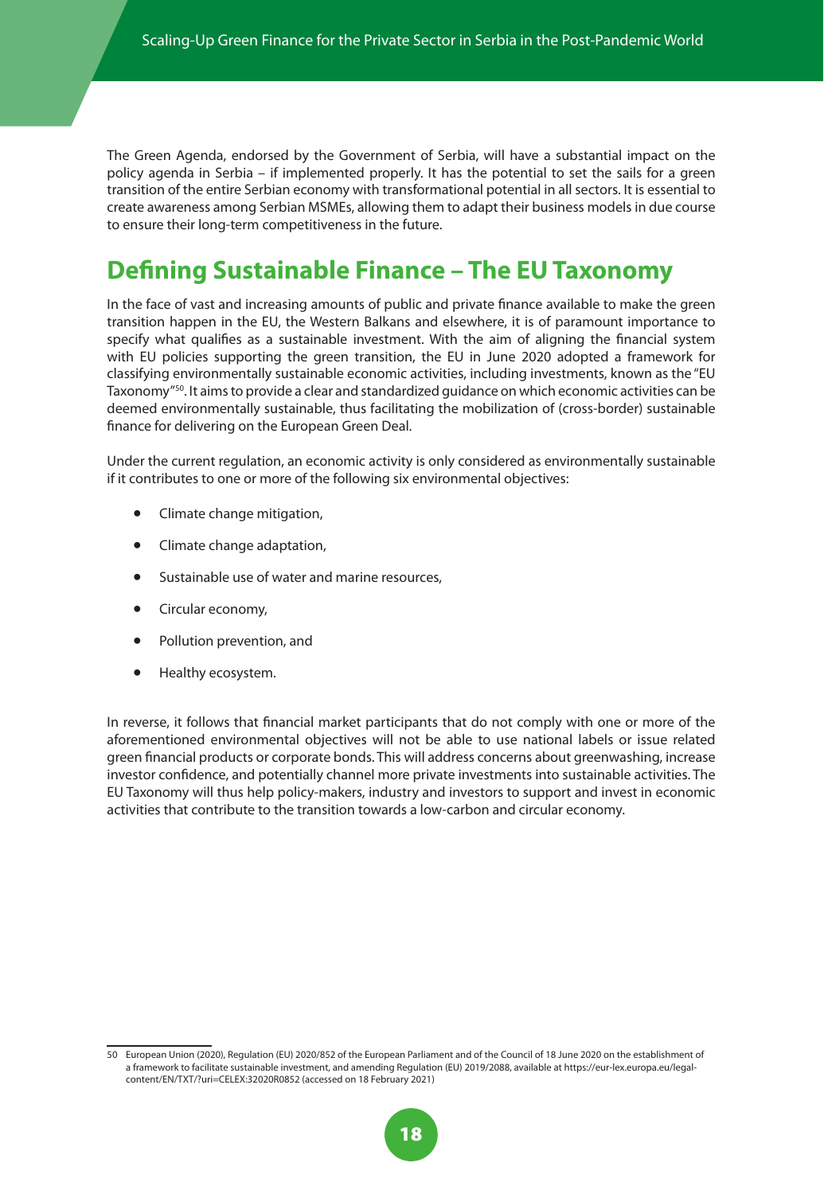The Green Agenda, endorsed by the Government of Serbia, will have a substantial impact on the policy agenda in Serbia – if implemented properly. It has the potential to set the sails for a green transition of the entire Serbian economy with transformational potential in all sectors. It is essential to create awareness among Serbian MSMEs, allowing them to adapt their business models in due course to ensure their long-term competitiveness in the future.

## Defining Sustainable Finance – The EU Taxonomy

In the face of vast and increasing amounts of public and private finance available to make the green transition happen in the EU, the Western Balkans and elsewhere, it is of paramount importance to specify what qualifies as a sustainable investment. With the aim of aligning the financial system with EU policies supporting the green transition, the EU in June 2020 adopted a framework for classifying environmentally sustainable economic activities, including investments, known as the "EU Taxonomy"[50]. It aims to provide a clear and standardized guidance on which economic activities can be deemed environmentally sustainable, thus facilitating the mobilization of (cross-border) sustainable finance for delivering on the European Green Deal.

Under the current regulation, an economic activity is only considered as environmentally sustainable if it contributes to one or more of the following six environmental objectives:

- Climate change mitigation,
- Climate change adaptation,
- Sustainable use of water and marine resources,
- Circular economy,
- Pollution prevention, and
- Healthy ecosystem.

In reverse, it follows that financial market participants that do not comply with one or more of the aforementioned environmental objectives will not be able to use national labels or issue related green financial products or corporate bonds. This will address concerns about greenwashing, increase investor confidence, and potentially channel more private investments into sustainable activities. The EU Taxonomy will thus help policy-makers, industry and investors to support and invest in economic activities that contribute to the transition towards a low-carbon and circular economy.

50 European Union (2020), Regulation (EU) 2020/852 of the European Parliament and of the Council of 18 June 2020 on the establishment of a framework to facilitate sustainable investment, and amending Regulation (EU) 2019/2088, available at https://eur-lex.europa.eu/legal-content/EN/TXT/?uri=CELEX:32020R0852 (accessed on 18 February 2021)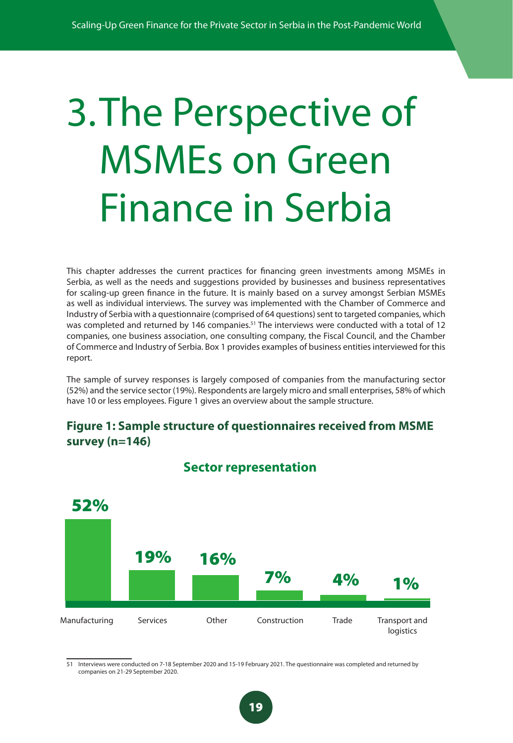# 3. The Perspective of MSMEs on Green Finance in Serbia

This chapter addresses the current practices for financing green investments among MSMEs in Serbia, as well as the needs and suggestions provided by businesses and business representatives for scaling-up green finance in the future. It is mainly based on a survey amongst Serbian MSMEs as well as individual interviews. The survey was implemented with the Chamber of Commerce and Industry of Serbia with a questionnaire (comprised of 64 questions) sent to targeted companies, which was completed and returned by 146 companies.[51] The interviews were conducted with a total of 12 companies, one business association, one consulting company, the Fiscal Council, and the Chamber of Commerce and Industry of Serbia. Box 1 provides examples of business entities interviewed for this report.

The sample of survey responses is largely composed of companies from the manufacturing sector (52%) and the service sector (19%). Respondents are largely micro and small enterprises, 58% of which have 10 or less employees. Figure 1 gives an overview about the sample structure.

**Figure 1: Sample structure of questionnaires received from MSME survey (n=146)**

**Sector representation**

| Sector | Share |
|---|---|
| Manufacturing | 52% |
| Services | 19% |
| Other | 16% |
| Construction | 7% |
| Trade | 4% |
| Transport and logistics | 1% |

---

51 Interviews were conducted on 7-18 September 2020 and 15-19 February 2021. The questionnaire was completed and returned by companies on 21-29 September 2020.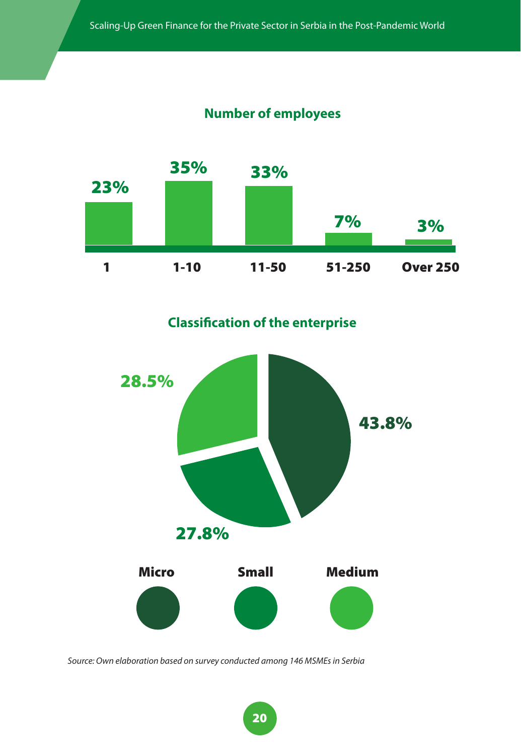### Number of employees

| 1 | 1-10 | 11-50 | 51-250 | Over 250 |
|---|---|---|---|---|
| 23% | 35% | 33% | 7% | 3% |

### Classification of the enterprise

| Micro | Small | Medium |
|---|---|---|
| 43.8% | 27.8% | 28.5% |

*Source: Own elaboration based on survey conducted among 146 MSMEs in Serbia*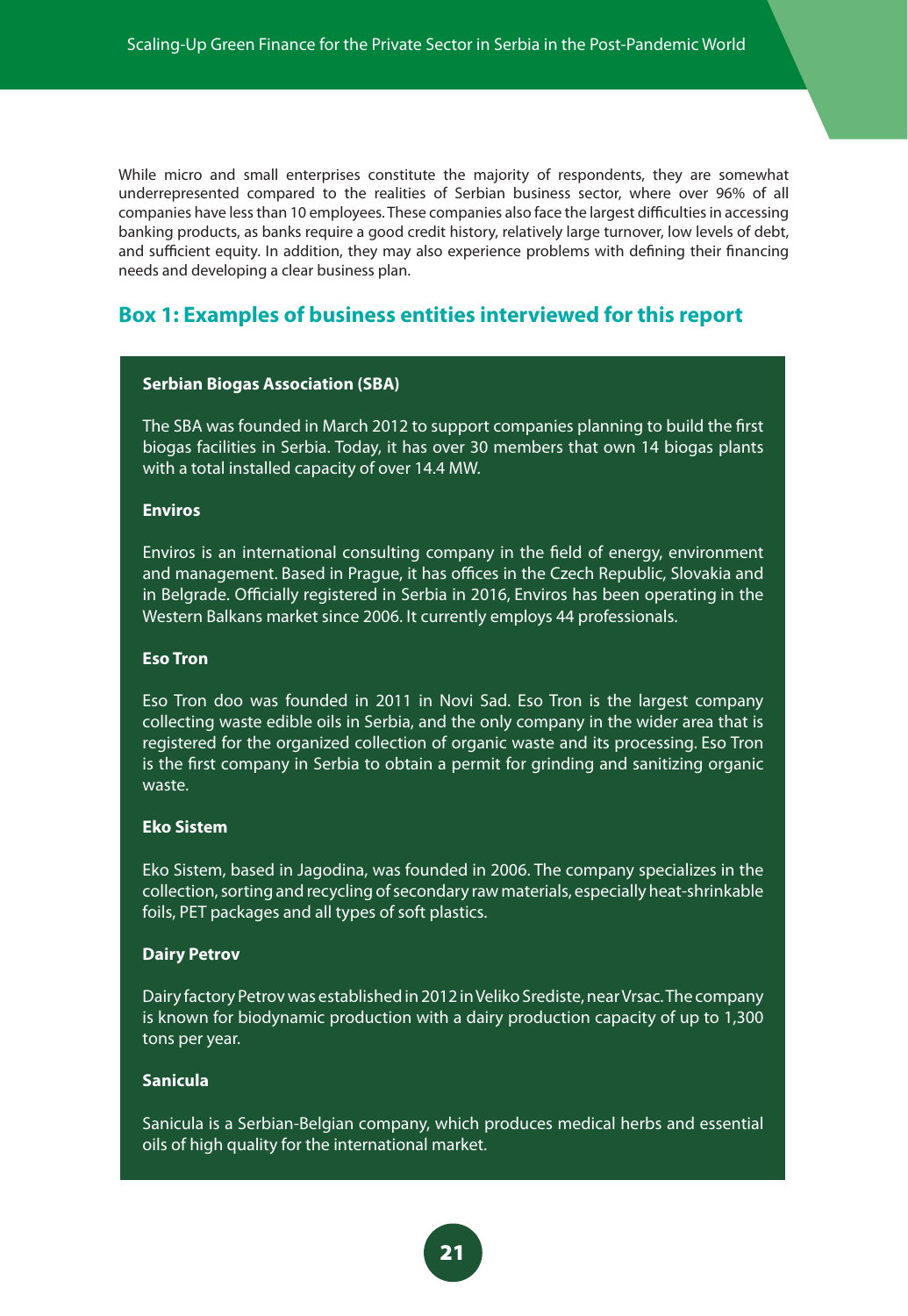While micro and small enterprises constitute the majority of respondents, they are somewhat underrepresented compared to the realities of Serbian business sector, where over 96% of all companies have less than 10 employees. These companies also face the largest difficulties in accessing banking products, as banks require a good credit history, relatively large turnover, low levels of debt, and sufficient equity. In addition, they may also experience problems with defining their financing needs and developing a clear business plan.

## Box 1: Examples of business entities interviewed for this report

**Serbian Biogas Association (SBA)**

The SBA was founded in March 2012 to support companies planning to build the first biogas facilities in Serbia. Today, it has over 30 members that own 14 biogas plants with a total installed capacity of over 14.4 MW.

**Enviros**

Enviros is an international consulting company in the field of energy, environment and management. Based in Prague, it has offices in the Czech Republic, Slovakia and in Belgrade. Officially registered in Serbia in 2016, Enviros has been operating in the Western Balkans market since 2006. It currently employs 44 professionals.

**Eso Tron**

Eso Tron doo was founded in 2011 in Novi Sad. Eso Tron is the largest company collecting waste edible oils in Serbia, and the only company in the wider area that is registered for the organized collection of organic waste and its processing. Eso Tron is the first company in Serbia to obtain a permit for grinding and sanitizing organic waste.

**Eko Sistem**

Eko Sistem, based in Jagodina, was founded in 2006. The company specializes in the collection, sorting and recycling of secondary raw materials, especially heat-shrinkable foils, PET packages and all types of soft plastics.

**Dairy Petrov**

Dairy factory Petrov was established in 2012 in Veliko Srediste, near Vrsac. The company is known for biodynamic production with a dairy production capacity of up to 1,300 tons per year.

**Sanicula**

Sanicula is a Serbian-Belgian company, which produces medical herbs and essential oils of high quality for the international market.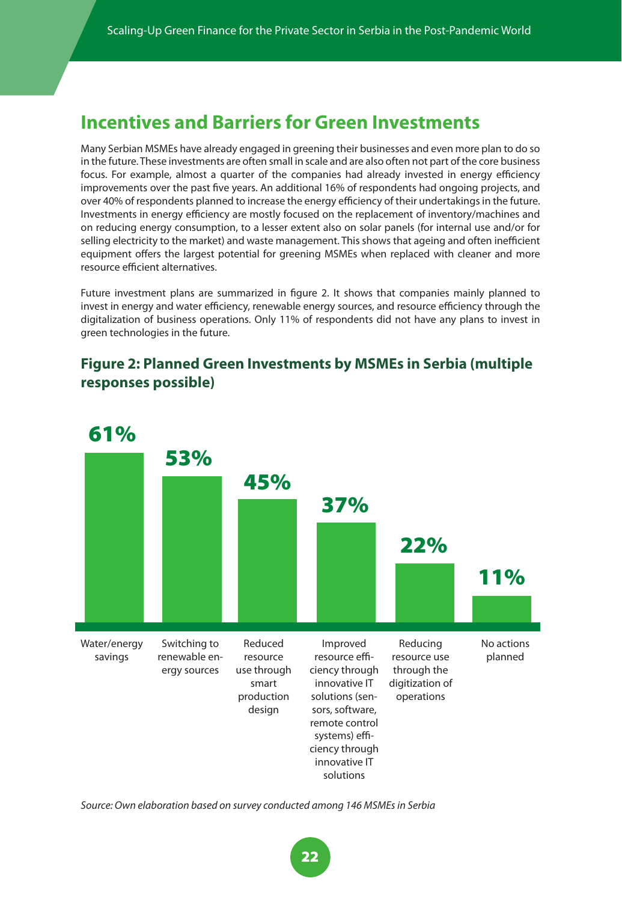## Incentives and Barriers for Green Investments

Many Serbian MSMEs have already engaged in greening their businesses and even more plan to do so in the future. These investments are often small in scale and are also often not part of the core business focus. For example, almost a quarter of the companies had already invested in energy efficiency improvements over the past five years. An additional 16% of respondents had ongoing projects, and over 40% of respondents planned to increase the energy efficiency of their undertakings in the future. Investments in energy efficiency are mostly focused on the replacement of inventory/machines and on reducing energy consumption, to a lesser extent also on solar panels (for internal use and/or for selling electricity to the market) and waste management. This shows that ageing and often inefficient equipment offers the largest potential for greening MSMEs when replaced with cleaner and more resource efficient alternatives.

Future investment plans are summarized in figure 2. It shows that companies mainly planned to invest in energy and water efficiency, renewable energy sources, and resource efficiency through the digitalization of business operations. Only 11% of respondents did not have any plans to invest in green technologies in the future.

### Figure 2: Planned Green Investments by MSMEs in Serbia (multiple responses possible)

| Planned investment | Share |
|---|---|
| Water/energy savings | 61% |
| Switching to renewable energy sources | 53% |
| Reduced resource use through smart production design | 45% |
| Improved resource efficiency through innovative IT solutions (sensors, software, remote control systems) efficiency through innovative IT solutions | 37% |
| Reducing resource use through the digitization of operations | 22% |
| No actions planned | 11% |

*Source: Own elaboration based on survey conducted among 146 MSMEs in Serbia*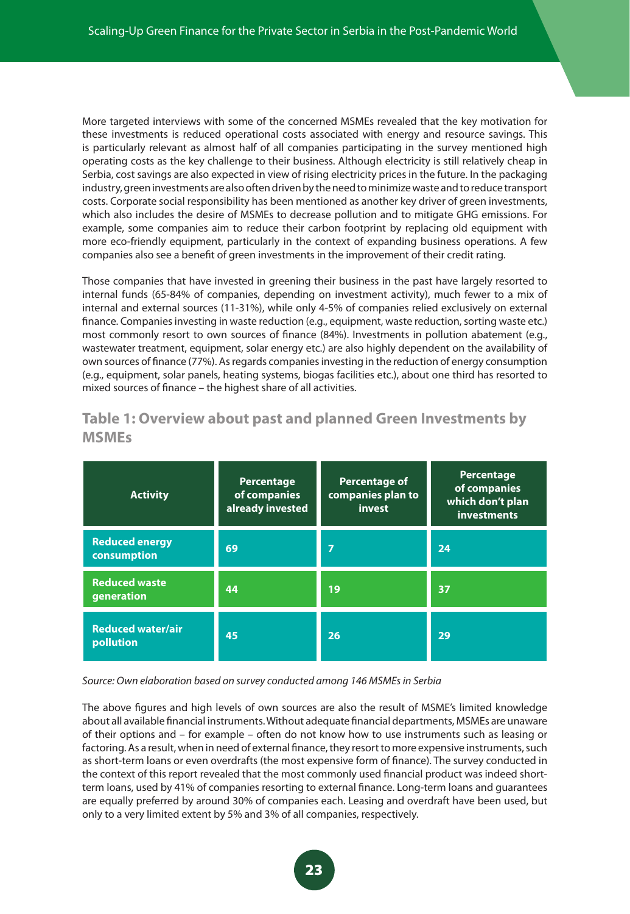More targeted interviews with some of the concerned MSMEs revealed that the key motivation for these investments is reduced operational costs associated with energy and resource savings. This is particularly relevant as almost half of all companies participating in the survey mentioned high operating costs as the key challenge to their business. Although electricity is still relatively cheap in Serbia, cost savings are also expected in view of rising electricity prices in the future. In the packaging industry, green investments are also often driven by the need to minimize waste and to reduce transport costs. Corporate social responsibility has been mentioned as another key driver of green investments, which also includes the desire of MSMEs to decrease pollution and to mitigate GHG emissions. For example, some companies aim to reduce their carbon footprint by replacing old equipment with more eco-friendly equipment, particularly in the context of expanding business operations. A few companies also see a benefit of green investments in the improvement of their credit rating.

Those companies that have invested in greening their business in the past have largely resorted to internal funds (65-84% of companies, depending on investment activity), much fewer to a mix of internal and external sources (11-31%), while only 4-5% of companies relied exclusively on external finance. Companies investing in waste reduction (e.g., equipment, waste reduction, sorting waste etc.) most commonly resort to own sources of finance (84%). Investments in pollution abatement (e.g., wastewater treatment, equipment, solar energy etc.) are also highly dependent on the availability of own sources of finance (77%). As regards companies investing in the reduction of energy consumption (e.g., equipment, solar panels, heating systems, biogas facilities etc.), about one third has resorted to mixed sources of finance – the highest share of all activities.

## Table 1: Overview about past and planned Green Investments by MSMEs

| Activity | Percentage of companies already invested | Percentage of companies plan to invest | Percentage of companies which don't plan investments |
|---|---|---|---|
| **Reduced energy consumption** | 69 | 7 | 24 |
| **Reduced waste generation** | 44 | 19 | 37 |
| **Reduced water/air pollution** | 45 | 26 | 29 |

*Source: Own elaboration based on survey conducted among 146 MSMEs in Serbia*

The above figures and high levels of own sources are also the result of MSME's limited knowledge about all available financial instruments. Without adequate financial departments, MSMEs are unaware of their options and – for example – often do not know how to use instruments such as leasing or factoring. As a result, when in need of external finance, they resort to more expensive instruments, such as short-term loans or even overdrafts (the most expensive form of finance). The survey conducted in the context of this report revealed that the most commonly used financial product was indeed short-term loans, used by 41% of companies resorting to external finance. Long-term loans and guarantees are equally preferred by around 30% of companies each. Leasing and overdraft have been used, but only to a very limited extent by 5% and 3% of all companies, respectively.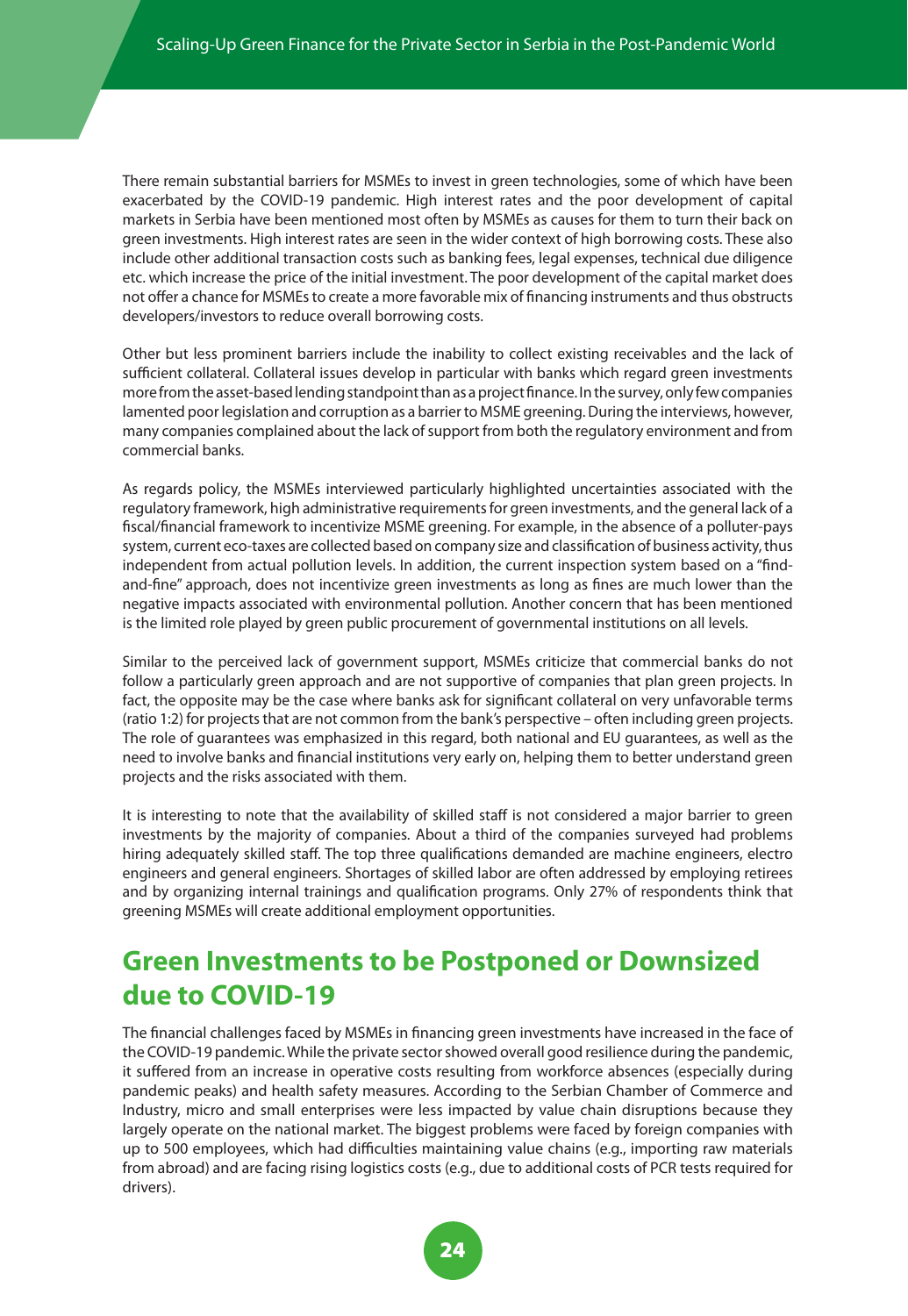There remain substantial barriers for MSMEs to invest in green technologies, some of which have been exacerbated by the COVID-19 pandemic. High interest rates and the poor development of capital markets in Serbia have been mentioned most often by MSMEs as causes for them to turn their back on green investments. High interest rates are seen in the wider context of high borrowing costs. These also include other additional transaction costs such as banking fees, legal expenses, technical due diligence etc. which increase the price of the initial investment. The poor development of the capital market does not offer a chance for MSMEs to create a more favorable mix of financing instruments and thus obstructs developers/investors to reduce overall borrowing costs.

Other but less prominent barriers include the inability to collect existing receivables and the lack of sufficient collateral. Collateral issues develop in particular with banks which regard green investments more from the asset-based lending standpoint than as a project finance. In the survey, only few companies lamented poor legislation and corruption as a barrier to MSME greening. During the interviews, however, many companies complained about the lack of support from both the regulatory environment and from commercial banks.

As regards policy, the MSMEs interviewed particularly highlighted uncertainties associated with the regulatory framework, high administrative requirements for green investments, and the general lack of a fiscal/financial framework to incentivize MSME greening. For example, in the absence of a polluter-pays system, current eco-taxes are collected based on company size and classification of business activity, thus independent from actual pollution levels. In addition, the current inspection system based on a "find-and-fine" approach, does not incentivize green investments as long as fines are much lower than the negative impacts associated with environmental pollution. Another concern that has been mentioned is the limited role played by green public procurement of governmental institutions on all levels.

Similar to the perceived lack of government support, MSMEs criticize that commercial banks do not follow a particularly green approach and are not supportive of companies that plan green projects. In fact, the opposite may be the case where banks ask for significant collateral on very unfavorable terms (ratio 1:2) for projects that are not common from the bank's perspective – often including green projects. The role of guarantees was emphasized in this regard, both national and EU guarantees, as well as the need to involve banks and financial institutions very early on, helping them to better understand green projects and the risks associated with them.

It is interesting to note that the availability of skilled staff is not considered a major barrier to green investments by the majority of companies. About a third of the companies surveyed had problems hiring adequately skilled staff. The top three qualifications demanded are machine engineers, electro engineers and general engineers. Shortages of skilled labor are often addressed by employing retirees and by organizing internal trainings and qualification programs. Only 27% of respondents think that greening MSMEs will create additional employment opportunities.

## Green Investments to be Postponed or Downsized due to COVID-19

The financial challenges faced by MSMEs in financing green investments have increased in the face of the COVID-19 pandemic. While the private sector showed overall good resilience during the pandemic, it suffered from an increase in operative costs resulting from workforce absences (especially during pandemic peaks) and health safety measures. According to the Serbian Chamber of Commerce and Industry, micro and small enterprises were less impacted by value chain disruptions because they largely operate on the national market. The biggest problems were faced by foreign companies with up to 500 employees, which had difficulties maintaining value chains (e.g., importing raw materials from abroad) and are facing rising logistics costs (e.g., due to additional costs of PCR tests required for drivers).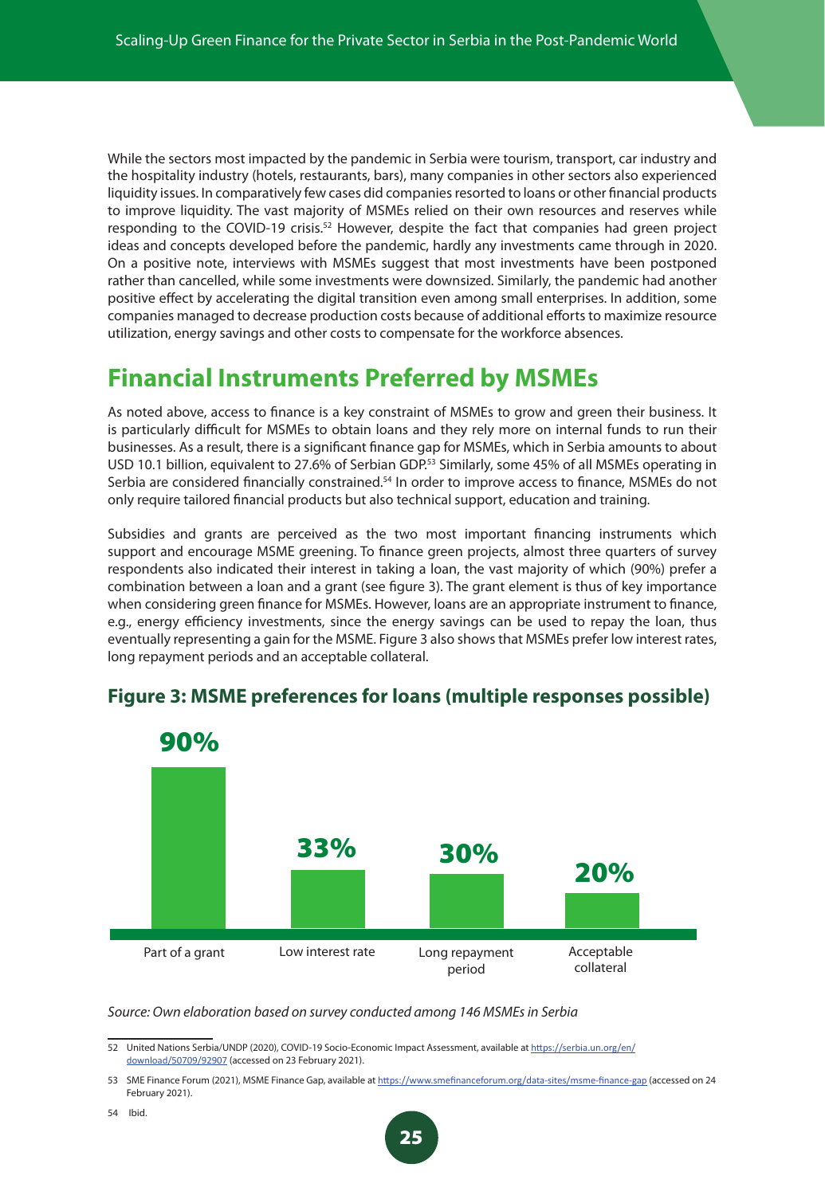While the sectors most impacted by the pandemic in Serbia were tourism, transport, car industry and the hospitality industry (hotels, restaurants, bars), many companies in other sectors also experienced liquidity issues. In comparatively few cases did companies resorted to loans or other financial products to improve liquidity. The vast majority of MSMEs relied on their own resources and reserves while responding to the COVID-19 crisis.[52] However, despite the fact that companies had green project ideas and concepts developed before the pandemic, hardly any investments came through in 2020. On a positive note, interviews with MSMEs suggest that most investments have been postponed rather than cancelled, while some investments were downsized. Similarly, the pandemic had another positive effect by accelerating the digital transition even among small enterprises. In addition, some companies managed to decrease production costs because of additional efforts to maximize resource utilization, energy savings and other costs to compensate for the workforce absences.

## Financial Instruments Preferred by MSMEs

As noted above, access to finance is a key constraint of MSMEs to grow and green their business. It is particularly difficult for MSMEs to obtain loans and they rely more on internal funds to run their businesses. As a result, there is a significant finance gap for MSMEs, which in Serbia amounts to about USD 10.1 billion, equivalent to 27.6% of Serbian GDP.[53] Similarly, some 45% of all MSMEs operating in Serbia are considered financially constrained.[54] In order to improve access to finance, MSMEs do not only require tailored financial products but also technical support, education and training.

Subsidies and grants are perceived as the two most important financing instruments which support and encourage MSME greening. To finance green projects, almost three quarters of survey respondents also indicated their interest in taking a loan, the vast majority of which (90%) prefer a combination between a loan and a grant (see figure 3). The grant element is thus of key importance when considering green finance for MSMEs. However, loans are an appropriate instrument to finance, e.g., energy efficiency investments, since the energy savings can be used to repay the loan, thus eventually representing a gain for the MSME. Figure 3 also shows that MSMEs prefer low interest rates, long repayment periods and an acceptable collateral.

### Figure 3: MSME preferences for loans (multiple responses possible)

| Part of a grant | Low interest rate | Long repayment period | Acceptable collateral |
|---|---|---|---|
| 90% | 33% | 30% | 20% |

*Source: Own elaboration based on survey conducted among 146 MSMEs in Serbia*

---

52 United Nations Serbia/UNDP (2020), COVID-19 Socio-Economic Impact Assessment, available at https://serbia.un.org/en/download/50709/92907 (accessed on 23 February 2021).

53 SME Finance Forum (2021), MSME Finance Gap, available at https://www.smefinanceforum.org/data-sites/msme-finance-gap (accessed on 24 February 2021).

54 Ibid.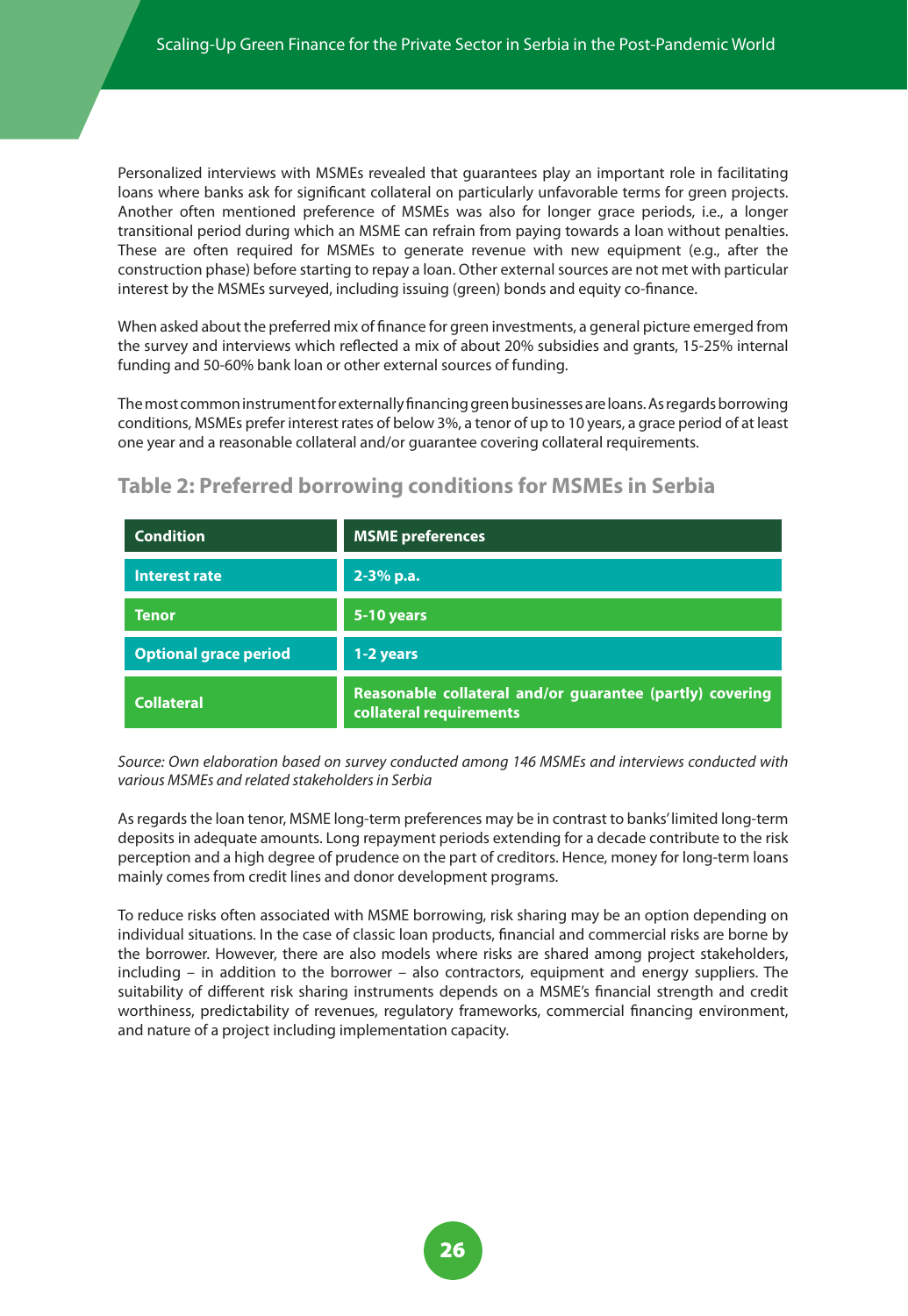Personalized interviews with MSMEs revealed that guarantees play an important role in facilitating loans where banks ask for significant collateral on particularly unfavorable terms for green projects. Another often mentioned preference of MSMEs was also for longer grace periods, i.e., a longer transitional period during which an MSME can refrain from paying towards a loan without penalties. These are often required for MSMEs to generate revenue with new equipment (e.g., after the construction phase) before starting to repay a loan. Other external sources are not met with particular interest by the MSMEs surveyed, including issuing (green) bonds and equity co-finance.

When asked about the preferred mix of finance for green investments, a general picture emerged from the survey and interviews which reflected a mix of about 20% subsidies and grants, 15-25% internal funding and 50-60% bank loan or other external sources of funding.

The most common instrument for externally financing green businesses are loans. As regards borrowing conditions, MSMEs prefer interest rates of below 3%, a tenor of up to 10 years, a grace period of at least one year and a reasonable collateral and/or guarantee covering collateral requirements.

## Table 2: Preferred borrowing conditions for MSMEs in Serbia

| Condition | MSME preferences |
| --- | --- |
| Interest rate | 2-3% p.a. |
| Tenor | 5-10 years |
| Optional grace period | 1-2 years |
| Collateral | Reasonable collateral and/or guarantee (partly) covering collateral requirements |

*Source: Own elaboration based on survey conducted among 146 MSMEs and interviews conducted with various MSMEs and related stakeholders in Serbia*

As regards the loan tenor, MSME long-term preferences may be in contrast to banks' limited long-term deposits in adequate amounts. Long repayment periods extending for a decade contribute to the risk perception and a high degree of prudence on the part of creditors. Hence, money for long-term loans mainly comes from credit lines and donor development programs.

To reduce risks often associated with MSME borrowing, risk sharing may be an option depending on individual situations. In the case of classic loan products, financial and commercial risks are borne by the borrower. However, there are also models where risks are shared among project stakeholders, including – in addition to the borrower – also contractors, equipment and energy suppliers. The suitability of different risk sharing instruments depends on a MSME's financial strength and credit worthiness, predictability of revenues, regulatory frameworks, commercial financing environment, and nature of a project including implementation capacity.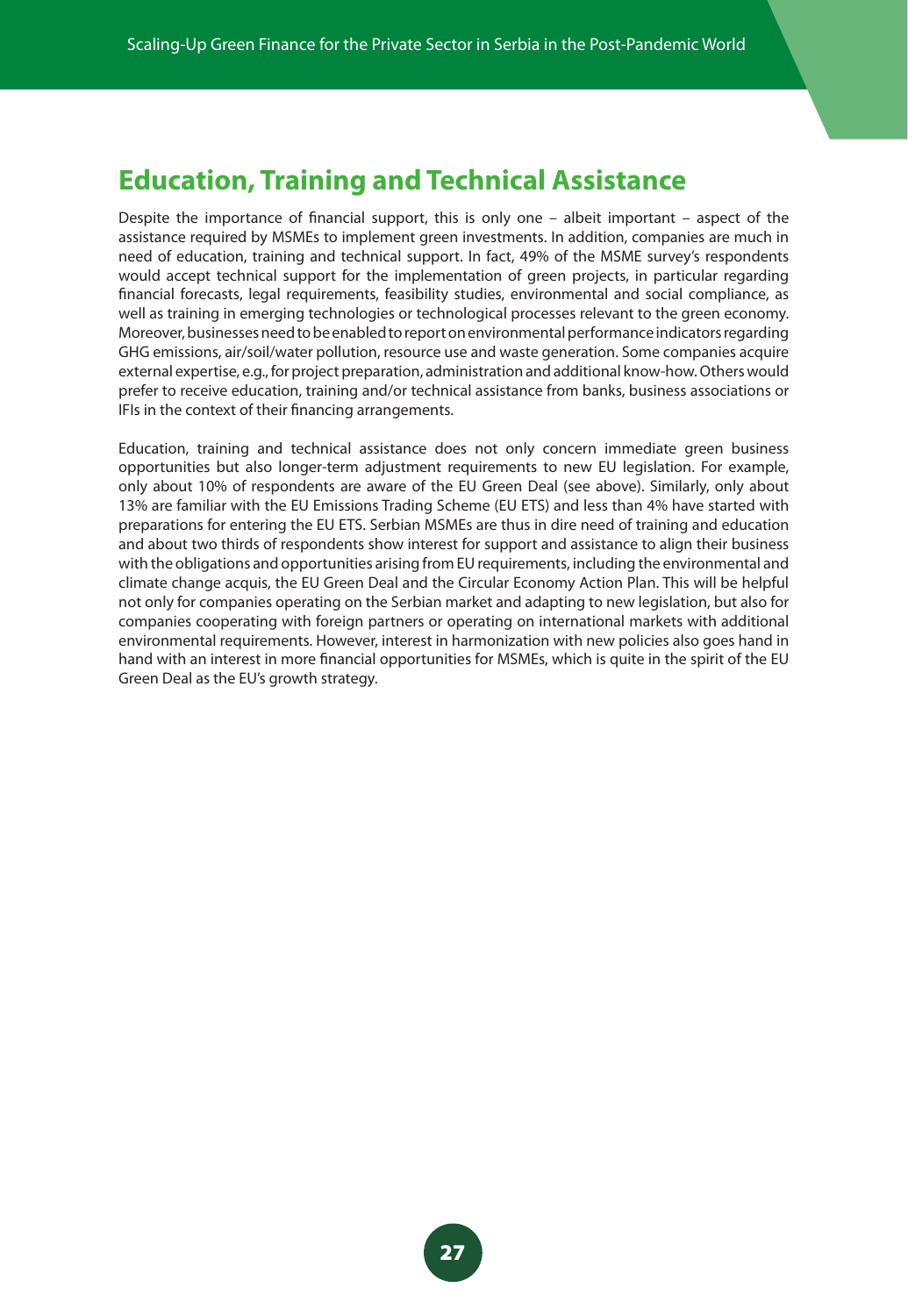## Education, Training and Technical Assistance

Despite the importance of financial support, this is only one – albeit important – aspect of the assistance required by MSMEs to implement green investments. In addition, companies are much in need of education, training and technical support. In fact, 49% of the MSME survey's respondents would accept technical support for the implementation of green projects, in particular regarding financial forecasts, legal requirements, feasibility studies, environmental and social compliance, as well as training in emerging technologies or technological processes relevant to the green economy. Moreover, businesses need to be enabled to report on environmental performance indicators regarding GHG emissions, air/soil/water pollution, resource use and waste generation. Some companies acquire external expertise, e.g., for project preparation, administration and additional know-how. Others would prefer to receive education, training and/or technical assistance from banks, business associations or IFIs in the context of their financing arrangements.

Education, training and technical assistance does not only concern immediate green business opportunities but also longer-term adjustment requirements to new EU legislation. For example, only about 10% of respondents are aware of the EU Green Deal (see above). Similarly, only about 13% are familiar with the EU Emissions Trading Scheme (EU ETS) and less than 4% have started with preparations for entering the EU ETS. Serbian MSMEs are thus in dire need of training and education and about two thirds of respondents show interest for support and assistance to align their business with the obligations and opportunities arising from EU requirements, including the environmental and climate change acquis, the EU Green Deal and the Circular Economy Action Plan. This will be helpful not only for companies operating on the Serbian market and adapting to new legislation, but also for companies cooperating with foreign partners or operating on international markets with additional environmental requirements. However, interest in harmonization with new policies also goes hand in hand with an interest in more financial opportunities for MSMEs, which is quite in the spirit of the EU Green Deal as the EU's growth strategy.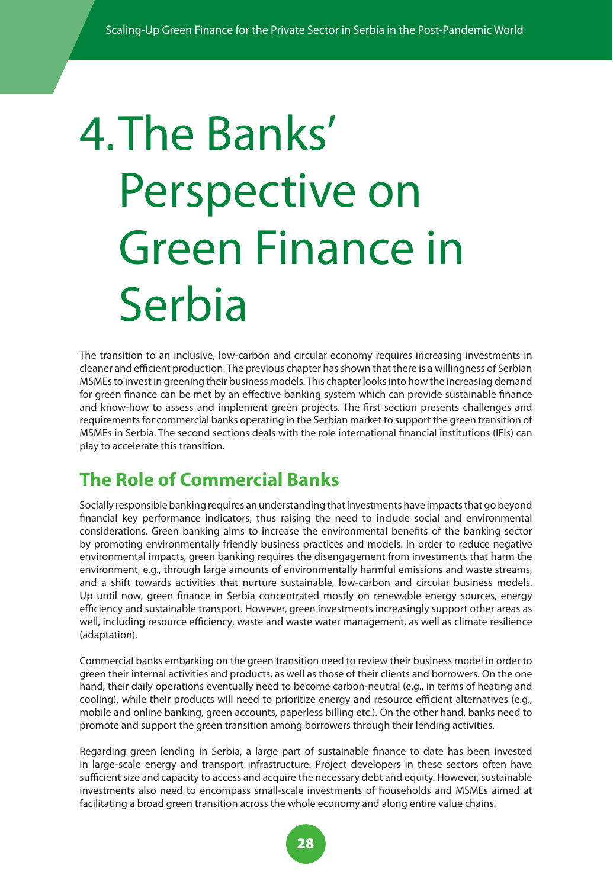# 4. The Banks' Perspective on Green Finance in Serbia

The transition to an inclusive, low-carbon and circular economy requires increasing investments in cleaner and efficient production. The previous chapter has shown that there is a willingness of Serbian MSMEs to invest in greening their business models. This chapter looks into how the increasing demand for green finance can be met by an effective banking system which can provide sustainable finance and know-how to assess and implement green projects. The first section presents challenges and requirements for commercial banks operating in the Serbian market to support the green transition of MSMEs in Serbia. The second sections deals with the role international financial institutions (IFIs) can play to accelerate this transition.

## The Role of Commercial Banks

Socially responsible banking requires an understanding that investments have impacts that go beyond financial key performance indicators, thus raising the need to include social and environmental considerations. Green banking aims to increase the environmental benefits of the banking sector by promoting environmentally friendly business practices and models. In order to reduce negative environmental impacts, green banking requires the disengagement from investments that harm the environment, e.g., through large amounts of environmentally harmful emissions and waste streams, and a shift towards activities that nurture sustainable, low-carbon and circular business models. Up until now, green finance in Serbia concentrated mostly on renewable energy sources, energy efficiency and sustainable transport. However, green investments increasingly support other areas as well, including resource efficiency, waste and waste water management, as well as climate resilience (adaptation).

Commercial banks embarking on the green transition need to review their business model in order to green their internal activities and products, as well as those of their clients and borrowers. On the one hand, their daily operations eventually need to become carbon-neutral (e.g., in terms of heating and cooling), while their products will need to prioritize energy and resource efficient alternatives (e.g., mobile and online banking, green accounts, paperless billing etc.). On the other hand, banks need to promote and support the green transition among borrowers through their lending activities.

Regarding green lending in Serbia, a large part of sustainable finance to date has been invested in large-scale energy and transport infrastructure. Project developers in these sectors often have sufficient size and capacity to access and acquire the necessary debt and equity. However, sustainable investments also need to encompass small-scale investments of households and MSMEs aimed at facilitating a broad green transition across the whole economy and along entire value chains.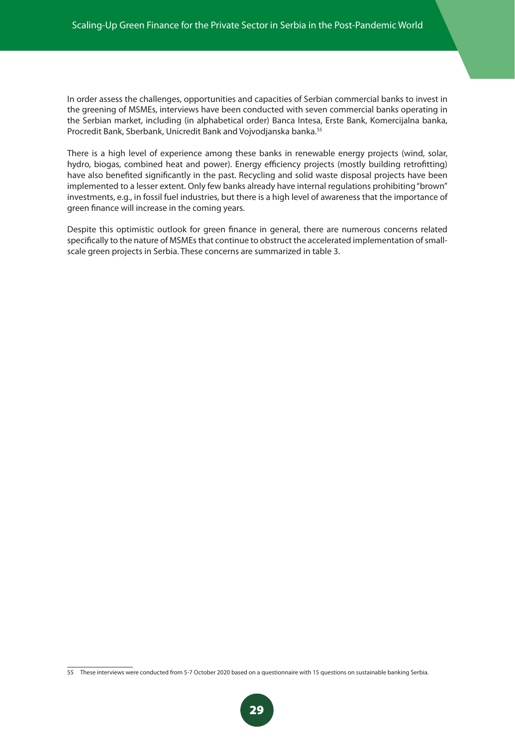In order assess the challenges, opportunities and capacities of Serbian commercial banks to invest in the greening of MSMEs, interviews have been conducted with seven commercial banks operating in the Serbian market, including (in alphabetical order) Banca Intesa, Erste Bank, Komercijalna banka, Procredit Bank, Sberbank, Unicredit Bank and Vojvodjanska banka.[55]

There is a high level of experience among these banks in renewable energy projects (wind, solar, hydro, biogas, combined heat and power). Energy efficiency projects (mostly building retrofitting) have also benefited significantly in the past. Recycling and solid waste disposal projects have been implemented to a lesser extent. Only few banks already have internal regulations prohibiting "brown" investments, e.g., in fossil fuel industries, but there is a high level of awareness that the importance of green finance will increase in the coming years.

Despite this optimistic outlook for green finance in general, there are numerous concerns related specifically to the nature of MSMEs that continue to obstruct the accelerated implementation of small-scale green projects in Serbia. These concerns are summarized in table 3.

[55] These interviews were conducted from 5-7 October 2020 based on a questionnaire with 15 questions on sustainable banking Serbia.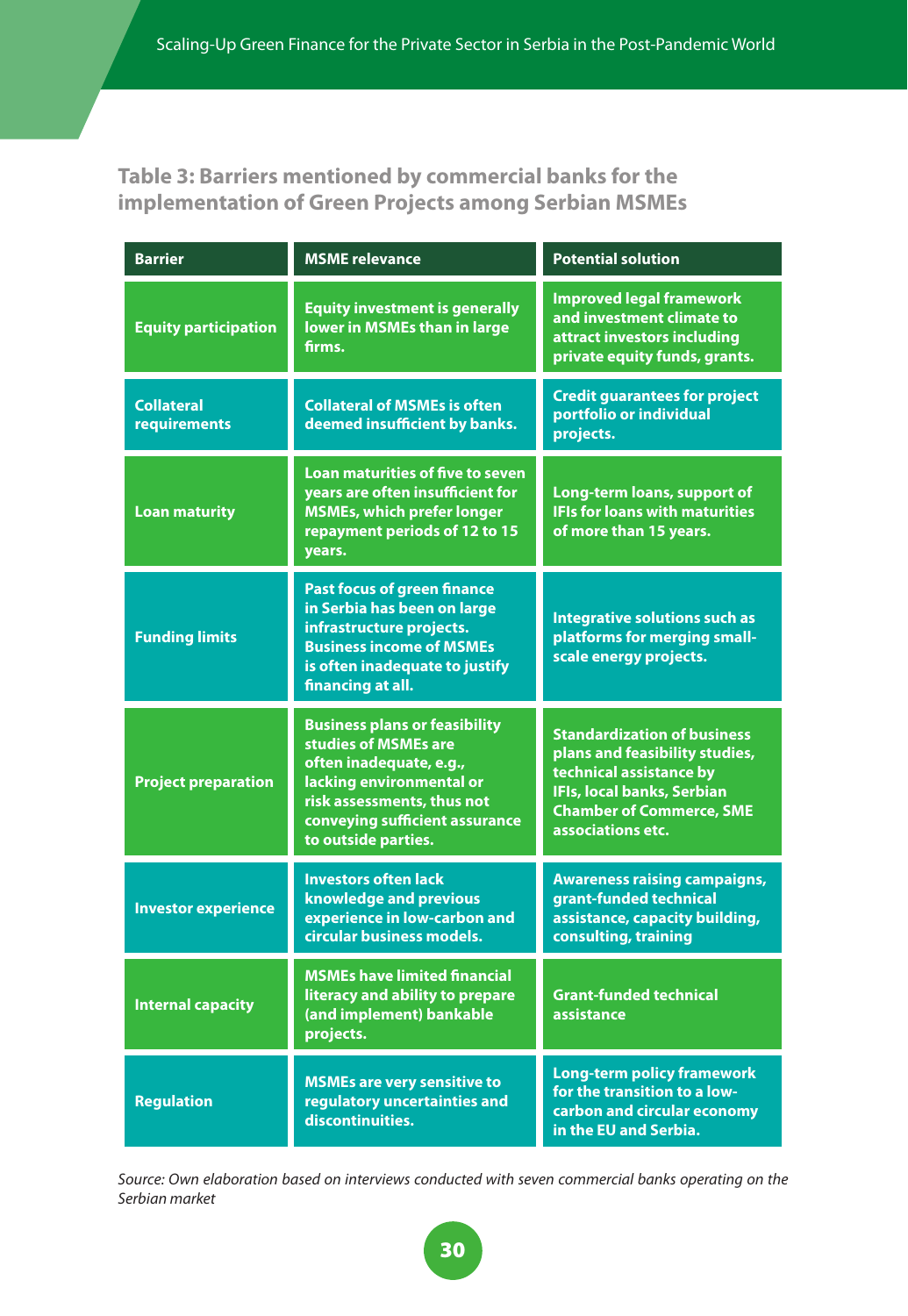**Table 3: Barriers mentioned by commercial banks for the implementation of Green Projects among Serbian MSMEs**

| Barrier | MSME relevance | Potential solution |
|---|---|---|
| Equity participation | Equity investment is generally lower in MSMEs than in large firms. | Improved legal framework and investment climate to attract investors including private equity funds, grants. |
| Collateral requirements | Collateral of MSMEs is often deemed insufficient by banks. | Credit guarantees for project portfolio or individual projects. |
| Loan maturity | Loan maturities of five to seven years are often insufficient for MSMEs, which prefer longer repayment periods of 12 to 15 years. | Long-term loans, support of IFIs for loans with maturities of more than 15 years. |
| Funding limits | Past focus of green finance in Serbia has been on large infrastructure projects. Business income of MSMEs is often inadequate to justify financing at all. | Integrative solutions such as platforms for merging small-scale energy projects. |
| Project preparation | Business plans or feasibility studies of MSMEs are often inadequate, e.g., lacking environmental or risk assessments, thus not conveying sufficient assurance to outside parties. | Standardization of business plans and feasibility studies, technical assistance by IFIs, local banks, Serbian Chamber of Commerce, SME associations etc. |
| Investor experience | Investors often lack knowledge and previous experience in low-carbon and circular business models. | Awareness raising campaigns, grant-funded technical assistance, capacity building, consulting, training |
| Internal capacity | MSMEs have limited financial literacy and ability to prepare (and implement) bankable projects. | Grant-funded technical assistance |
| Regulation | MSMEs are very sensitive to regulatory uncertainties and discontinuities. | Long-term policy framework for the transition to a low-carbon and circular economy in the EU and Serbia. |

*Source: Own elaboration based on interviews conducted with seven commercial banks operating on the Serbian market*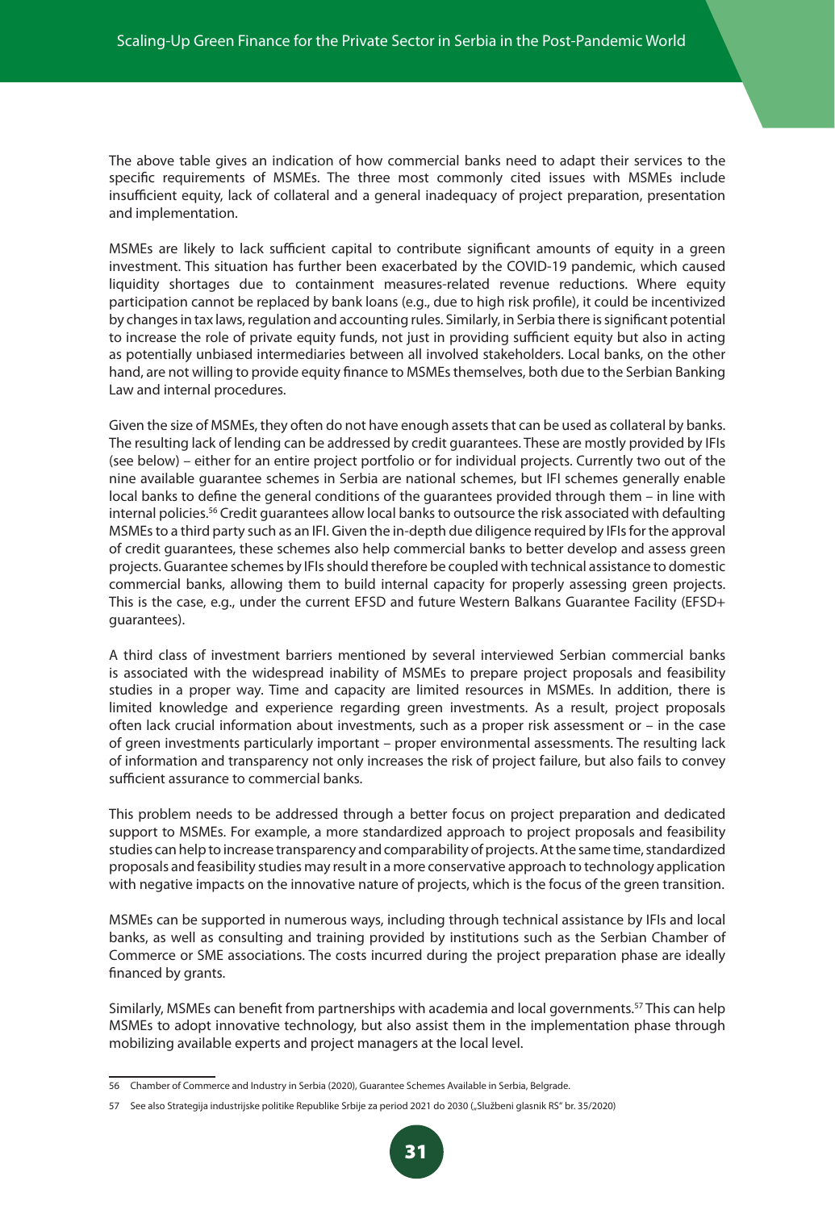The above table gives an indication of how commercial banks need to adapt their services to the specific requirements of MSMEs. The three most commonly cited issues with MSMEs include insufficient equity, lack of collateral and a general inadequacy of project preparation, presentation and implementation.

MSMEs are likely to lack sufficient capital to contribute significant amounts of equity in a green investment. This situation has further been exacerbated by the COVID-19 pandemic, which caused liquidity shortages due to containment measures-related revenue reductions. Where equity participation cannot be replaced by bank loans (e.g., due to high risk profile), it could be incentivized by changes in tax laws, regulation and accounting rules. Similarly, in Serbia there is significant potential to increase the role of private equity funds, not just in providing sufficient equity but also in acting as potentially unbiased intermediaries between all involved stakeholders. Local banks, on the other hand, are not willing to provide equity finance to MSMEs themselves, both due to the Serbian Banking Law and internal procedures.

Given the size of MSMEs, they often do not have enough assets that can be used as collateral by banks. The resulting lack of lending can be addressed by credit guarantees. These are mostly provided by IFIs (see below) – either for an entire project portfolio or for individual projects. Currently two out of the nine available guarantee schemes in Serbia are national schemes, but IFI schemes generally enable local banks to define the general conditions of the guarantees provided through them – in line with internal policies.[56] Credit guarantees allow local banks to outsource the risk associated with defaulting MSMEs to a third party such as an IFI. Given the in-depth due diligence required by IFIs for the approval of credit guarantees, these schemes also help commercial banks to better develop and assess green projects. Guarantee schemes by IFIs should therefore be coupled with technical assistance to domestic commercial banks, allowing them to build internal capacity for properly assessing green projects. This is the case, e.g., under the current EFSD and future Western Balkans Guarantee Facility (EFSD+ guarantees).

A third class of investment barriers mentioned by several interviewed Serbian commercial banks is associated with the widespread inability of MSMEs to prepare project proposals and feasibility studies in a proper way. Time and capacity are limited resources in MSMEs. In addition, there is limited knowledge and experience regarding green investments. As a result, project proposals often lack crucial information about investments, such as a proper risk assessment or – in the case of green investments particularly important – proper environmental assessments. The resulting lack of information and transparency not only increases the risk of project failure, but also fails to convey sufficient assurance to commercial banks.

This problem needs to be addressed through a better focus on project preparation and dedicated support to MSMEs. For example, a more standardized approach to project proposals and feasibility studies can help to increase transparency and comparability of projects. At the same time, standardized proposals and feasibility studies may result in a more conservative approach to technology application with negative impacts on the innovative nature of projects, which is the focus of the green transition.

MSMEs can be supported in numerous ways, including through technical assistance by IFIs and local banks, as well as consulting and training provided by institutions such as the Serbian Chamber of Commerce or SME associations. The costs incurred during the project preparation phase are ideally financed by grants.

Similarly, MSMEs can benefit from partnerships with academia and local governments.[57] This can help MSMEs to adopt innovative technology, but also assist them in the implementation phase through mobilizing available experts and project managers at the local level.

---

56 Chamber of Commerce and Industry in Serbia (2020), Guarantee Schemes Available in Serbia, Belgrade.

57 See also Strategija industrijske politike Republike Srbije za period 2021 do 2030 („Službeni glasnik RS" br. 35/2020)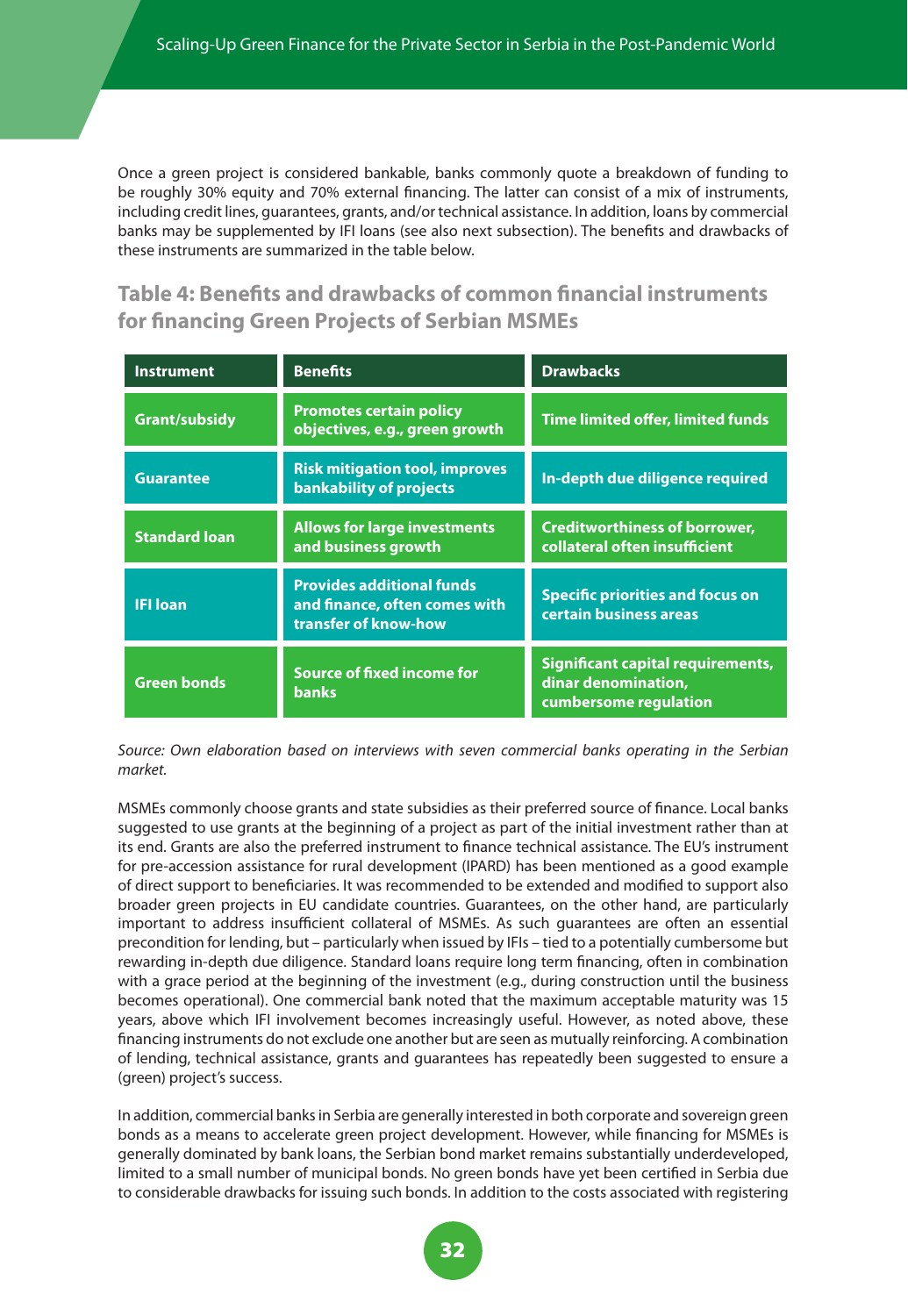Once a green project is considered bankable, banks commonly quote a breakdown of funding to be roughly 30% equity and 70% external financing. The latter can consist of a mix of instruments, including credit lines, guarantees, grants, and/or technical assistance. In addition, loans by commercial banks may be supplemented by IFI loans (see also next subsection). The benefits and drawbacks of these instruments are summarized in the table below.

### Table 4: Benefits and drawbacks of common financial instruments for financing Green Projects of Serbian MSMEs

| Instrument | Benefits | Drawbacks |
|---|---|---|
| Grant/subsidy | Promotes certain policy objectives, e.g., green growth | Time limited offer, limited funds |
| Guarantee | Risk mitigation tool, improves bankability of projects | In-depth due diligence required |
| Standard loan | Allows for large investments and business growth | Creditworthiness of borrower, collateral often insufficient |
| IFI loan | Provides additional funds and finance, often comes with transfer of know-how | Specific priorities and focus on certain business areas |
| Green bonds | Source of fixed income for banks | Significant capital requirements, dinar denomination, cumbersome regulation |

*Source: Own elaboration based on interviews with seven commercial banks operating in the Serbian market.*

MSMEs commonly choose grants and state subsidies as their preferred source of finance. Local banks suggested to use grants at the beginning of a project as part of the initial investment rather than at its end. Grants are also the preferred instrument to finance technical assistance. The EU's instrument for pre-accession assistance for rural development (IPARD) has been mentioned as a good example of direct support to beneficiaries. It was recommended to be extended and modified to support also broader green projects in EU candidate countries. Guarantees, on the other hand, are particularly important to address insufficient collateral of MSMEs. As such guarantees are often an essential precondition for lending, but – particularly when issued by IFIs – tied to a potentially cumbersome but rewarding in-depth due diligence. Standard loans require long term financing, often in combination with a grace period at the beginning of the investment (e.g., during construction until the business becomes operational). One commercial bank noted that the maximum acceptable maturity was 15 years, above which IFI involvement becomes increasingly useful. However, as noted above, these financing instruments do not exclude one another but are seen as mutually reinforcing. A combination of lending, technical assistance, grants and guarantees has repeatedly been suggested to ensure a (green) project's success.

In addition, commercial banks in Serbia are generally interested in both corporate and sovereign green bonds as a means to accelerate green project development. However, while financing for MSMEs is generally dominated by bank loans, the Serbian bond market remains substantially underdeveloped, limited to a small number of municipal bonds. No green bonds have yet been certified in Serbia due to considerable drawbacks for issuing such bonds. In addition to the costs associated with registering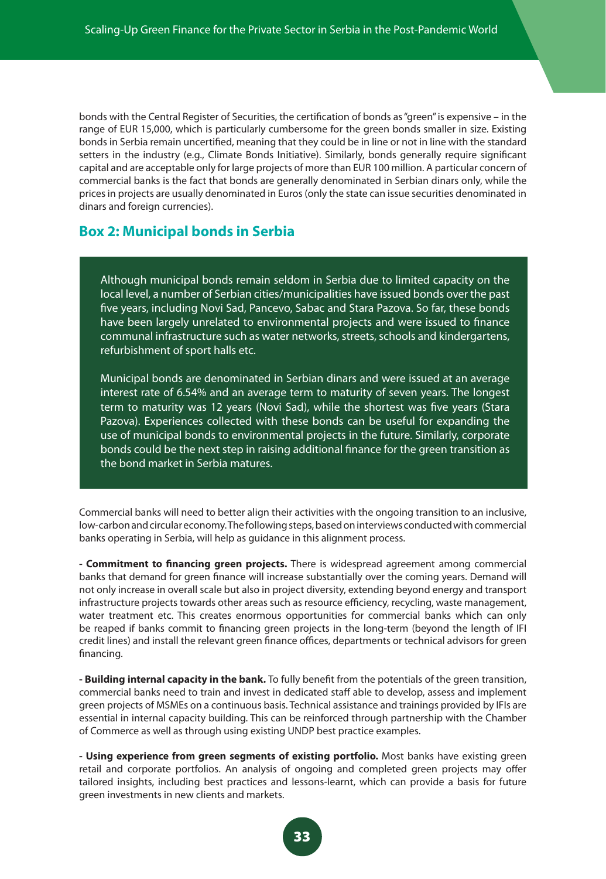bonds with the Central Register of Securities, the certification of bonds as "green" is expensive – in the range of EUR 15,000, which is particularly cumbersome for the green bonds smaller in size. Existing bonds in Serbia remain uncertified, meaning that they could be in line or not in line with the standard setters in the industry (e.g., Climate Bonds Initiative). Similarly, bonds generally require significant capital and are acceptable only for large projects of more than EUR 100 million. A particular concern of commercial banks is the fact that bonds are generally denominated in Serbian dinars only, while the prices in projects are usually denominated in Euros (only the state can issue securities denominated in dinars and foreign currencies).

## Box 2: Municipal bonds in Serbia

Although municipal bonds remain seldom in Serbia due to limited capacity on the local level, a number of Serbian cities/municipalities have issued bonds over the past five years, including Novi Sad, Pancevo, Sabac and Stara Pazova. So far, these bonds have been largely unrelated to environmental projects and were issued to finance communal infrastructure such as water networks, streets, schools and kindergartens, refurbishment of sport halls etc.

Municipal bonds are denominated in Serbian dinars and were issued at an average interest rate of 6.54% and an average term to maturity of seven years. The longest term to maturity was 12 years (Novi Sad), while the shortest was five years (Stara Pazova). Experiences collected with these bonds can be useful for expanding the use of municipal bonds to environmental projects in the future. Similarly, corporate bonds could be the next step in raising additional finance for the green transition as the bond market in Serbia matures.

Commercial banks will need to better align their activities with the ongoing transition to an inclusive, low-carbon and circular economy. The following steps, based on interviews conducted with commercial banks operating in Serbia, will help as guidance in this alignment process.

- **Commitment to financing green projects.** There is widespread agreement among commercial banks that demand for green finance will increase substantially over the coming years. Demand will not only increase in overall scale but also in project diversity, extending beyond energy and transport infrastructure projects towards other areas such as resource efficiency, recycling, waste management, water treatment etc. This creates enormous opportunities for commercial banks which can only be reaped if banks commit to financing green projects in the long-term (beyond the length of IFI credit lines) and install the relevant green finance offices, departments or technical advisors for green financing.

- **Building internal capacity in the bank.** To fully benefit from the potentials of the green transition, commercial banks need to train and invest in dedicated staff able to develop, assess and implement green projects of MSMEs on a continuous basis. Technical assistance and trainings provided by IFIs are essential in internal capacity building. This can be reinforced through partnership with the Chamber of Commerce as well as through using existing UNDP best practice examples.

- **Using experience from green segments of existing portfolio.** Most banks have existing green retail and corporate portfolios. An analysis of ongoing and completed green projects may offer tailored insights, including best practices and lessons-learnt, which can provide a basis for future green investments in new clients and markets.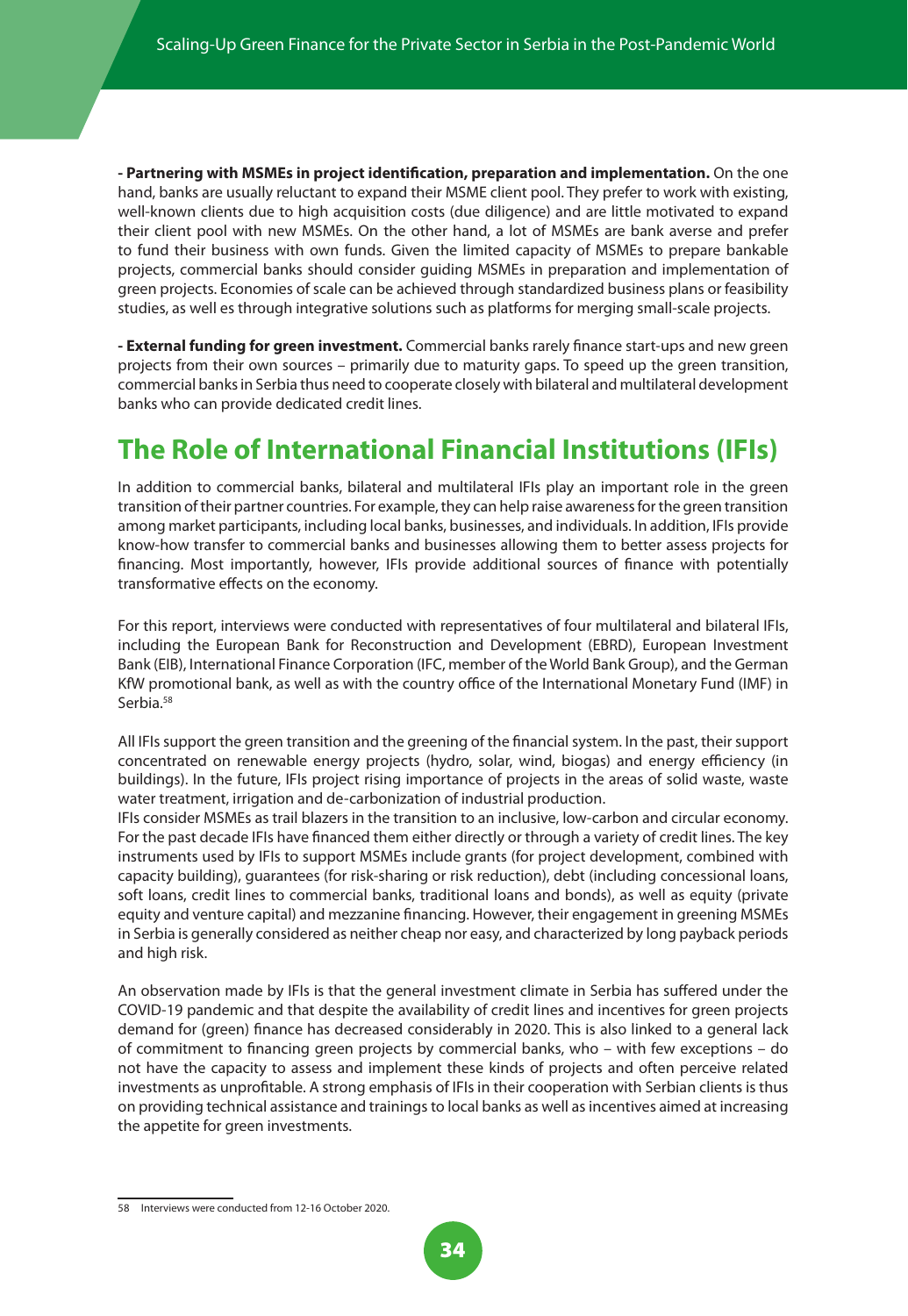**- Partnering with MSMEs in project identification, preparation and implementation.** On the one hand, banks are usually reluctant to expand their MSME client pool. They prefer to work with existing, well-known clients due to high acquisition costs (due diligence) and are little motivated to expand their client pool with new MSMEs. On the other hand, a lot of MSMEs are bank averse and prefer to fund their business with own funds. Given the limited capacity of MSMEs to prepare bankable projects, commercial banks should consider guiding MSMEs in preparation and implementation of green projects. Economies of scale can be achieved through standardized business plans or feasibility studies, as well es through integrative solutions such as platforms for merging small-scale projects.

**- External funding for green investment.** Commercial banks rarely finance start-ups and new green projects from their own sources – primarily due to maturity gaps. To speed up the green transition, commercial banks in Serbia thus need to cooperate closely with bilateral and multilateral development banks who can provide dedicated credit lines.

## The Role of International Financial Institutions (IFIs)

In addition to commercial banks, bilateral and multilateral IFIs play an important role in the green transition of their partner countries. For example, they can help raise awareness for the green transition among market participants, including local banks, businesses, and individuals. In addition, IFIs provide know-how transfer to commercial banks and businesses allowing them to better assess projects for financing. Most importantly, however, IFIs provide additional sources of finance with potentially transformative effects on the economy.

For this report, interviews were conducted with representatives of four multilateral and bilateral IFIs, including the European Bank for Reconstruction and Development (EBRD), European Investment Bank (EIB), International Finance Corporation (IFC, member of the World Bank Group), and the German KfW promotional bank, as well as with the country office of the International Monetary Fund (IMF) in Serbia.[58]

All IFIs support the green transition and the greening of the financial system. In the past, their support concentrated on renewable energy projects (hydro, solar, wind, biogas) and energy efficiency (in buildings). In the future, IFIs project rising importance of projects in the areas of solid waste, waste water treatment, irrigation and de-carbonization of industrial production.

IFIs consider MSMEs as trail blazers in the transition to an inclusive, low-carbon and circular economy. For the past decade IFIs have financed them either directly or through a variety of credit lines. The key instruments used by IFIs to support MSMEs include grants (for project development, combined with capacity building), guarantees (for risk-sharing or risk reduction), debt (including concessional loans, soft loans, credit lines to commercial banks, traditional loans and bonds), as well as equity (private equity and venture capital) and mezzanine financing. However, their engagement in greening MSMEs in Serbia is generally considered as neither cheap nor easy, and characterized by long payback periods and high risk.

An observation made by IFIs is that the general investment climate in Serbia has suffered under the COVID-19 pandemic and that despite the availability of credit lines and incentives for green projects demand for (green) finance has decreased considerably in 2020. This is also linked to a general lack of commitment to financing green projects by commercial banks, who – with few exceptions – do not have the capacity to assess and implement these kinds of projects and often perceive related investments as unprofitable. A strong emphasis of IFIs in their cooperation with Serbian clients is thus on providing technical assistance and trainings to local banks as well as incentives aimed at increasing the appetite for green investments.

58 Interviews were conducted from 12-16 October 2020.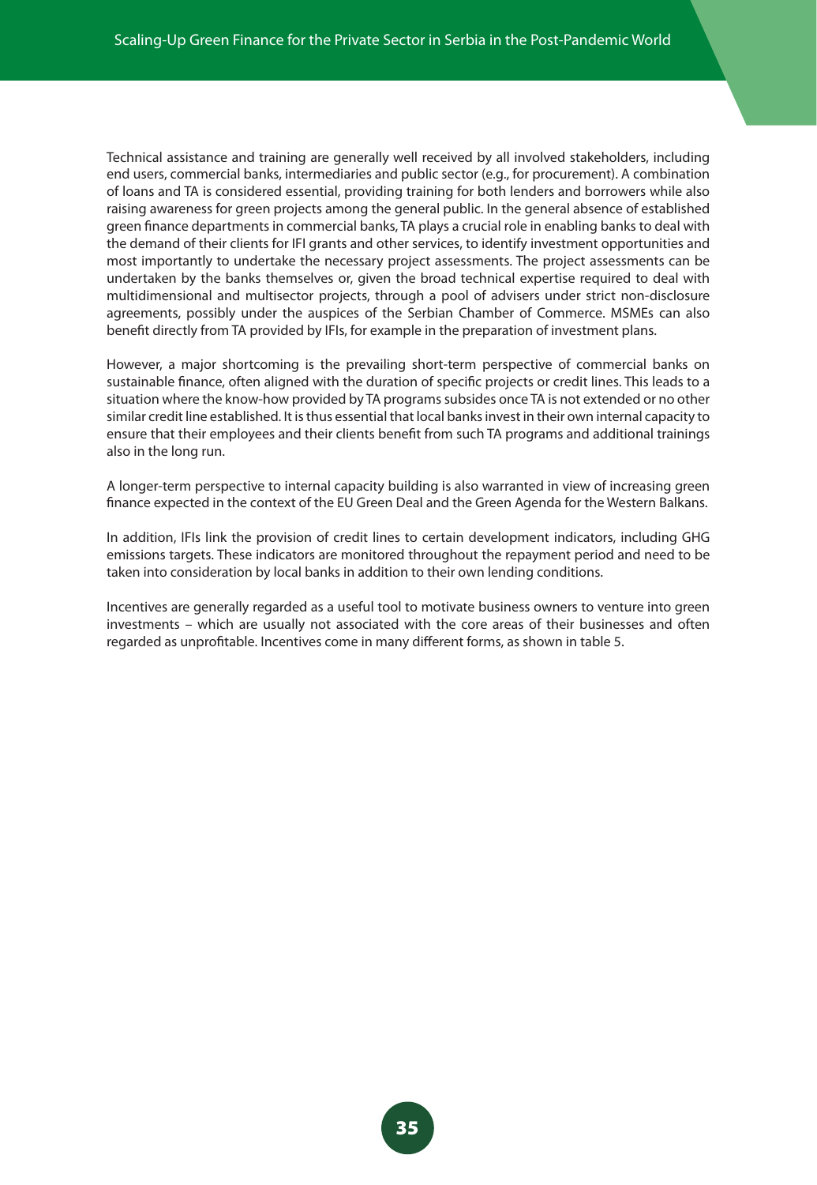Technical assistance and training are generally well received by all involved stakeholders, including end users, commercial banks, intermediaries and public sector (e.g., for procurement). A combination of loans and TA is considered essential, providing training for both lenders and borrowers while also raising awareness for green projects among the general public. In the general absence of established green finance departments in commercial banks, TA plays a crucial role in enabling banks to deal with the demand of their clients for IFI grants and other services, to identify investment opportunities and most importantly to undertake the necessary project assessments. The project assessments can be undertaken by the banks themselves or, given the broad technical expertise required to deal with multidimensional and multisector projects, through a pool of advisers under strict non-disclosure agreements, possibly under the auspices of the Serbian Chamber of Commerce. MSMEs can also benefit directly from TA provided by IFIs, for example in the preparation of investment plans.

However, a major shortcoming is the prevailing short-term perspective of commercial banks on sustainable finance, often aligned with the duration of specific projects or credit lines. This leads to a situation where the know-how provided by TA programs subsides once TA is not extended or no other similar credit line established. It is thus essential that local banks invest in their own internal capacity to ensure that their employees and their clients benefit from such TA programs and additional trainings also in the long run.

A longer-term perspective to internal capacity building is also warranted in view of increasing green finance expected in the context of the EU Green Deal and the Green Agenda for the Western Balkans.

In addition, IFIs link the provision of credit lines to certain development indicators, including GHG emissions targets. These indicators are monitored throughout the repayment period and need to be taken into consideration by local banks in addition to their own lending conditions.

Incentives are generally regarded as a useful tool to motivate business owners to venture into green investments – which are usually not associated with the core areas of their businesses and often regarded as unprofitable. Incentives come in many different forms, as shown in table 5.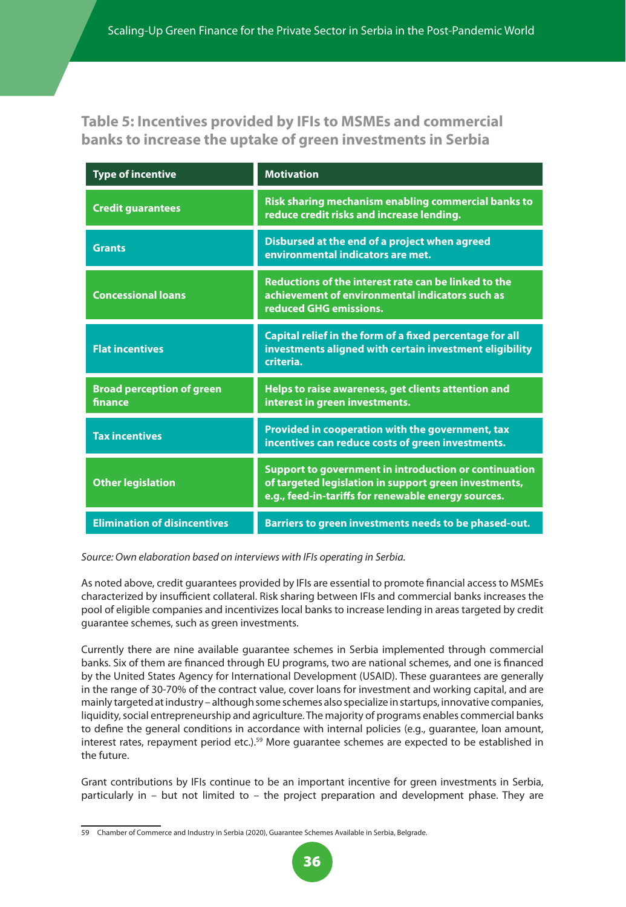## Table 5: Incentives provided by IFIs to MSMEs and commercial banks to increase the uptake of green investments in Serbia

| Type of incentive | Motivation |
|---|---|
| Credit guarantees | Risk sharing mechanism enabling commercial banks to reduce credit risks and increase lending. |
| Grants | Disbursed at the end of a project when agreed environmental indicators are met. |
| Concessional loans | Reductions of the interest rate can be linked to the achievement of environmental indicators such as reduced GHG emissions. |
| Flat incentives | Capital relief in the form of a fixed percentage for all investments aligned with certain investment eligibility criteria. |
| Broad perception of green finance | Helps to raise awareness, get clients attention and interest in green investments. |
| Tax incentives | Provided in cooperation with the government, tax incentives can reduce costs of green investments. |
| Other legislation | Support to government in introduction or continuation of targeted legislation in support green investments, e.g., feed-in-tariffs for renewable energy sources. |
| Elimination of disincentives | Barriers to green investments needs to be phased-out. |

*Source: Own elaboration based on interviews with IFIs operating in Serbia.*

As noted above, credit guarantees provided by IFIs are essential to promote financial access to MSMEs characterized by insufficient collateral. Risk sharing between IFIs and commercial banks increases the pool of eligible companies and incentivizes local banks to increase lending in areas targeted by credit guarantee schemes, such as green investments.

Currently there are nine available guarantee schemes in Serbia implemented through commercial banks. Six of them are financed through EU programs, two are national schemes, and one is financed by the United States Agency for International Development (USAID). These guarantees are generally in the range of 30-70% of the contract value, cover loans for investment and working capital, and are mainly targeted at industry – although some schemes also specialize in startups, innovative companies, liquidity, social entrepreneurship and agriculture. The majority of programs enables commercial banks to define the general conditions in accordance with internal policies (e.g., guarantee, loan amount, interest rates, repayment period etc.).[59] More guarantee schemes are expected to be established in the future.

Grant contributions by IFIs continue to be an important incentive for green investments in Serbia, particularly in – but not limited to – the project preparation and development phase. They are

59 Chamber of Commerce and Industry in Serbia (2020), Guarantee Schemes Available in Serbia, Belgrade.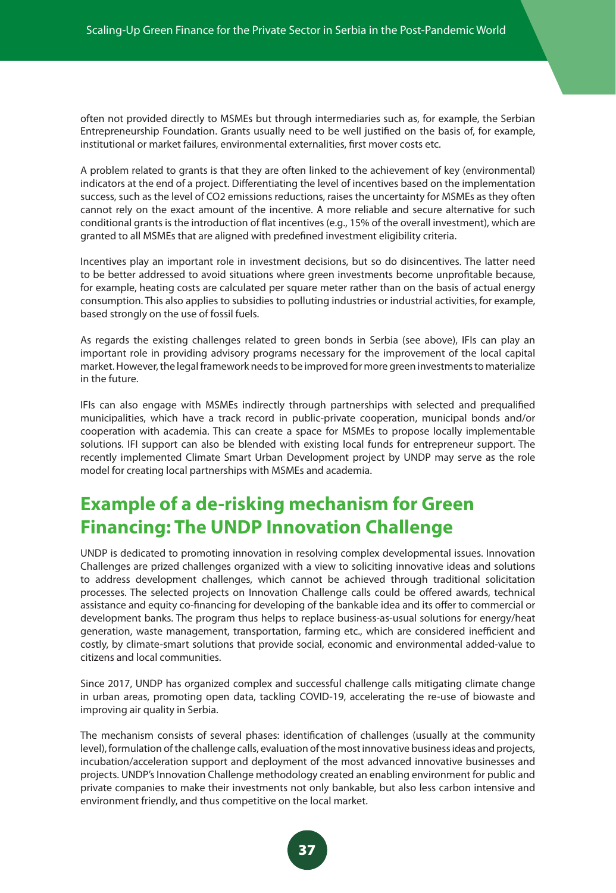often not provided directly to MSMEs but through intermediaries such as, for example, the Serbian Entrepreneurship Foundation. Grants usually need to be well justified on the basis of, for example, institutional or market failures, environmental externalities, first mover costs etc.

A problem related to grants is that they are often linked to the achievement of key (environmental) indicators at the end of a project. Differentiating the level of incentives based on the implementation success, such as the level of $CO_2$ emissions reductions, raises the uncertainty for MSMEs as they often cannot rely on the exact amount of the incentive. A more reliable and secure alternative for such conditional grants is the introduction of flat incentives (e.g., 15% of the overall investment), which are granted to all MSMEs that are aligned with predefined investment eligibility criteria.

Incentives play an important role in investment decisions, but so do disincentives. The latter need to be better addressed to avoid situations where green investments become unprofitable because, for example, heating costs are calculated per square meter rather than on the basis of actual energy consumption. This also applies to subsidies to polluting industries or industrial activities, for example, based strongly on the use of fossil fuels.

As regards the existing challenges related to green bonds in Serbia (see above), IFIs can play an important role in providing advisory programs necessary for the improvement of the local capital market. However, the legal framework needs to be improved for more green investments to materialize in the future.

IFIs can also engage with MSMEs indirectly through partnerships with selected and prequalified municipalities, which have a track record in public-private cooperation, municipal bonds and/or cooperation with academia. This can create a space for MSMEs to propose locally implementable solutions. IFI support can also be blended with existing local funds for entrepreneur support. The recently implemented Climate Smart Urban Development project by UNDP may serve as the role model for creating local partnerships with MSMEs and academia.

## Example of a de-risking mechanism for Green Financing: The UNDP Innovation Challenge

UNDP is dedicated to promoting innovation in resolving complex developmental issues. Innovation Challenges are prized challenges organized with a view to soliciting innovative ideas and solutions to address development challenges, which cannot be achieved through traditional solicitation processes. The selected projects on Innovation Challenge calls could be offered awards, technical assistance and equity co-financing for developing of the bankable idea and its offer to commercial or development banks. The program thus helps to replace business-as-usual solutions for energy/heat generation, waste management, transportation, farming etc., which are considered inefficient and costly, by climate-smart solutions that provide social, economic and environmental added-value to citizens and local communities.

Since 2017, UNDP has organized complex and successful challenge calls mitigating climate change in urban areas, promoting open data, tackling COVID-19, accelerating the re-use of biowaste and improving air quality in Serbia.

The mechanism consists of several phases: identification of challenges (usually at the community level), formulation of the challenge calls, evaluation of the most innovative business ideas and projects, incubation/acceleration support and deployment of the most advanced innovative businesses and projects. UNDP's Innovation Challenge methodology created an enabling environment for public and private companies to make their investments not only bankable, but also less carbon intensive and environment friendly, and thus competitive on the local market.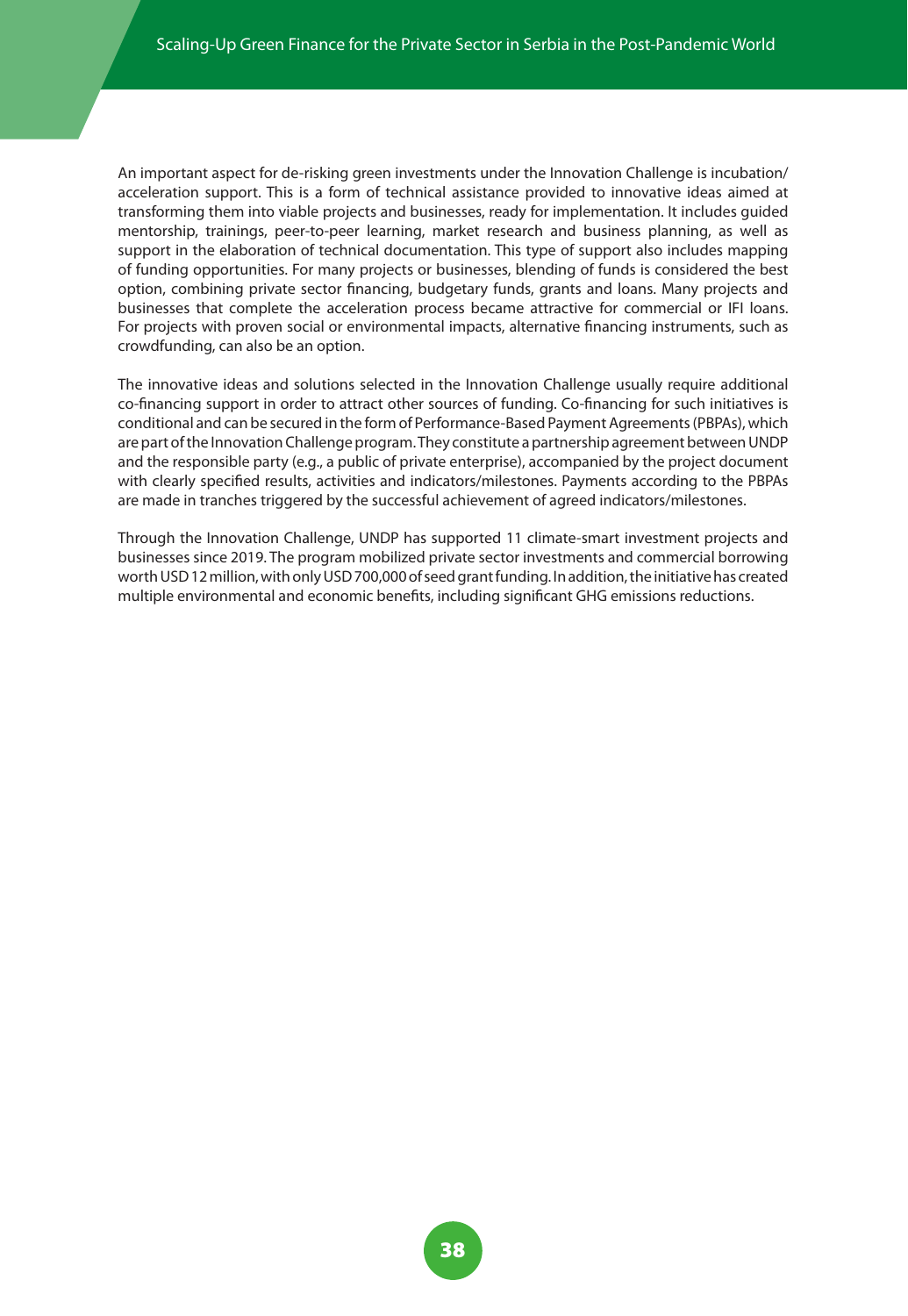An important aspect for de-risking green investments under the Innovation Challenge is incubation/acceleration support. This is a form of technical assistance provided to innovative ideas aimed at transforming them into viable projects and businesses, ready for implementation. It includes guided mentorship, trainings, peer-to-peer learning, market research and business planning, as well as support in the elaboration of technical documentation. This type of support also includes mapping of funding opportunities. For many projects or businesses, blending of funds is considered the best option, combining private sector financing, budgetary funds, grants and loans. Many projects and businesses that complete the acceleration process became attractive for commercial or IFI loans. For projects with proven social or environmental impacts, alternative financing instruments, such as crowdfunding, can also be an option.

The innovative ideas and solutions selected in the Innovation Challenge usually require additional co-financing support in order to attract other sources of funding. Co-financing for such initiatives is conditional and can be secured in the form of Performance-Based Payment Agreements (PBPAs), which are part of the Innovation Challenge program. They constitute a partnership agreement between UNDP and the responsible party (e.g., a public of private enterprise), accompanied by the project document with clearly specified results, activities and indicators/milestones. Payments according to the PBPAs are made in tranches triggered by the successful achievement of agreed indicators/milestones.

Through the Innovation Challenge, UNDP has supported 11 climate-smart investment projects and businesses since 2019. The program mobilized private sector investments and commercial borrowing worth USD 12 million, with only USD 700,000 of seed grant funding. In addition, the initiative has created multiple environmental and economic benefits, including significant GHG emissions reductions.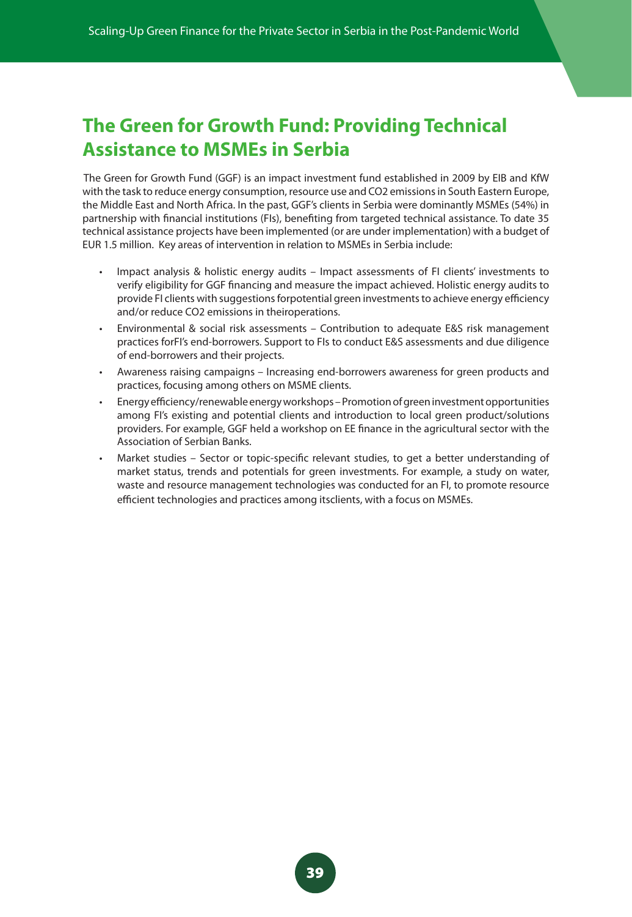# The Green for Growth Fund: Providing Technical Assistance to MSMEs in Serbia

The Green for Growth Fund (GGF) is an impact investment fund established in 2009 by EIB and KfW with the task to reduce energy consumption, resource use and $CO_2$ emissions in South Eastern Europe, the Middle East and North Africa. In the past, GGF's clients in Serbia were dominantly MSMEs (54%) in partnership with financial institutions (FIs), benefiting from targeted technical assistance. To date 35 technical assistance projects have been implemented (or are under implementation) with a budget of EUR 1.5 million. Key areas of intervention in relation to MSMEs in Serbia include:

- Impact analysis & holistic energy audits – Impact assessments of FI clients' investments to verify eligibility for GGF financing and measure the impact achieved. Holistic energy audits to provide FI clients with suggestions forpotential green investments to achieve energy efficiency and/or reduce $CO_2$ emissions in theiroperations.
- Environmental & social risk assessments – Contribution to adequate E&S risk management practices forFI's end-borrowers. Support to FIs to conduct E&S assessments and due diligence of end-borrowers and their projects.
- Awareness raising campaigns – Increasing end-borrowers awareness for green products and practices, focusing among others on MSME clients.
- Energy efficiency/renewable energy workshops – Promotion of green investment opportunities among FI's existing and potential clients and introduction to local green product/solutions providers. For example, GGF held a workshop on EE finance in the agricultural sector with the Association of Serbian Banks.
- Market studies – Sector or topic-specific relevant studies, to get a better understanding of market status, trends and potentials for green investments. For example, a study on water, waste and resource management technologies was conducted for an FI, to promote resource efficient technologies and practices among itsclients, with a focus on MSMEs.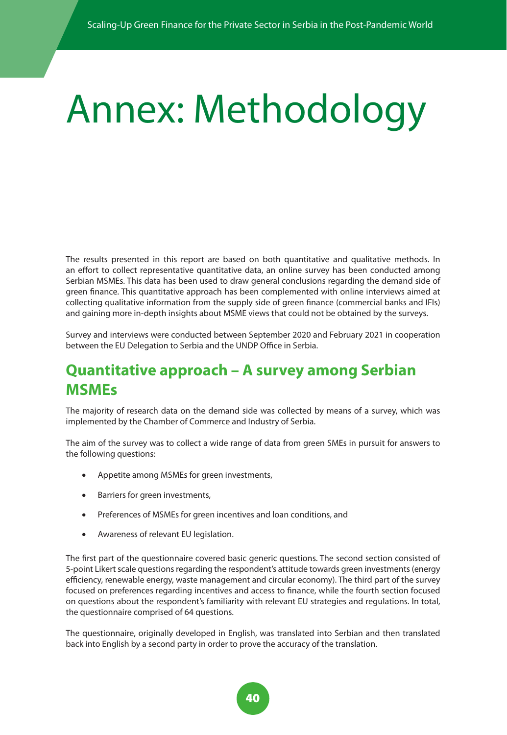# Annex: Methodology

The results presented in this report are based on both quantitative and qualitative methods. In an effort to collect representative quantitative data, an online survey has been conducted among Serbian MSMEs. This data has been used to draw general conclusions regarding the demand side of green finance. This quantitative approach has been complemented with online interviews aimed at collecting qualitative information from the supply side of green finance (commercial banks and IFIs) and gaining more in-depth insights about MSME views that could not be obtained by the surveys.

Survey and interviews were conducted between September 2020 and February 2021 in cooperation between the EU Delegation to Serbia and the UNDP Office in Serbia.

## Quantitative approach – A survey among Serbian MSMEs

The majority of research data on the demand side was collected by means of a survey, which was implemented by the Chamber of Commerce and Industry of Serbia.

The aim of the survey was to collect a wide range of data from green SMEs in pursuit for answers to the following questions:

- Appetite among MSMEs for green investments,
- Barriers for green investments,
- Preferences of MSMEs for green incentives and loan conditions, and
- Awareness of relevant EU legislation.

The first part of the questionnaire covered basic generic questions. The second section consisted of 5-point Likert scale questions regarding the respondent's attitude towards green investments (energy efficiency, renewable energy, waste management and circular economy). The third part of the survey focused on preferences regarding incentives and access to finance, while the fourth section focused on questions about the respondent's familiarity with relevant EU strategies and regulations. In total, the questionnaire comprised of 64 questions.

The questionnaire, originally developed in English, was translated into Serbian and then translated back into English by a second party in order to prove the accuracy of the translation.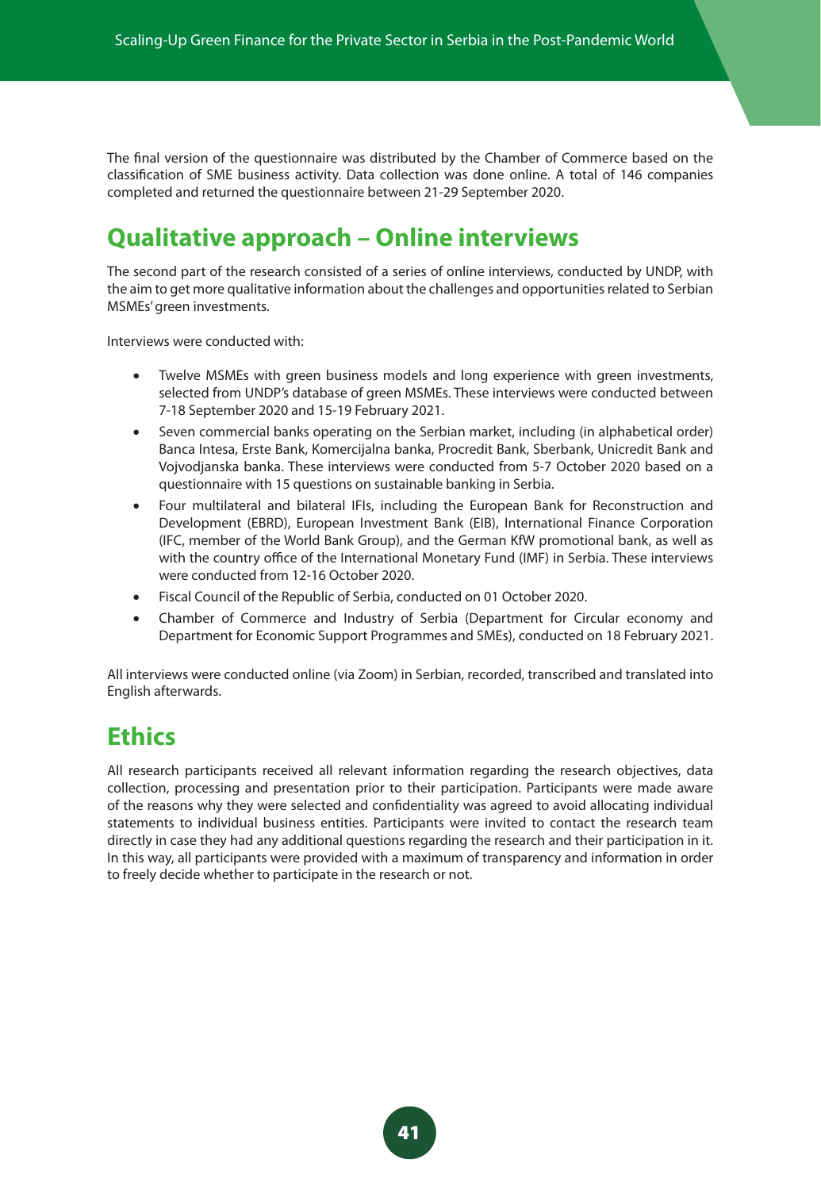The final version of the questionnaire was distributed by the Chamber of Commerce based on the classification of SME business activity. Data collection was done online. A total of 146 companies completed and returned the questionnaire between 21-29 September 2020.

## Qualitative approach – Online interviews

The second part of the research consisted of a series of online interviews, conducted by UNDP, with the aim to get more qualitative information about the challenges and opportunities related to Serbian MSMEs' green investments.

Interviews were conducted with:

- Twelve MSMEs with green business models and long experience with green investments, selected from UNDP's database of green MSMEs. These interviews were conducted between 7-18 September 2020 and 15-19 February 2021.
- Seven commercial banks operating on the Serbian market, including (in alphabetical order) Banca Intesa, Erste Bank, Komercijalna banka, Procredit Bank, Sberbank, Unicredit Bank and Vojvodjanska banka. These interviews were conducted from 5-7 October 2020 based on a questionnaire with 15 questions on sustainable banking in Serbia.
- Four multilateral and bilateral IFIs, including the European Bank for Reconstruction and Development (EBRD), European Investment Bank (EIB), International Finance Corporation (IFC, member of the World Bank Group), and the German KfW promotional bank, as well as with the country office of the International Monetary Fund (IMF) in Serbia. These interviews were conducted from 12-16 October 2020.
- Fiscal Council of the Republic of Serbia, conducted on 01 October 2020.
- Chamber of Commerce and Industry of Serbia (Department for Circular economy and Department for Economic Support Programmes and SMEs), conducted on 18 February 2021.

All interviews were conducted online (via Zoom) in Serbian, recorded, transcribed and translated into English afterwards.

## Ethics

All research participants received all relevant information regarding the research objectives, data collection, processing and presentation prior to their participation. Participants were made aware of the reasons why they were selected and confidentiality was agreed to avoid allocating individual statements to individual business entities. Participants were invited to contact the research team directly in case they had any additional questions regarding the research and their participation in it. In this way, all participants were provided with a maximum of transparency and information in order to freely decide whether to participate in the research or not.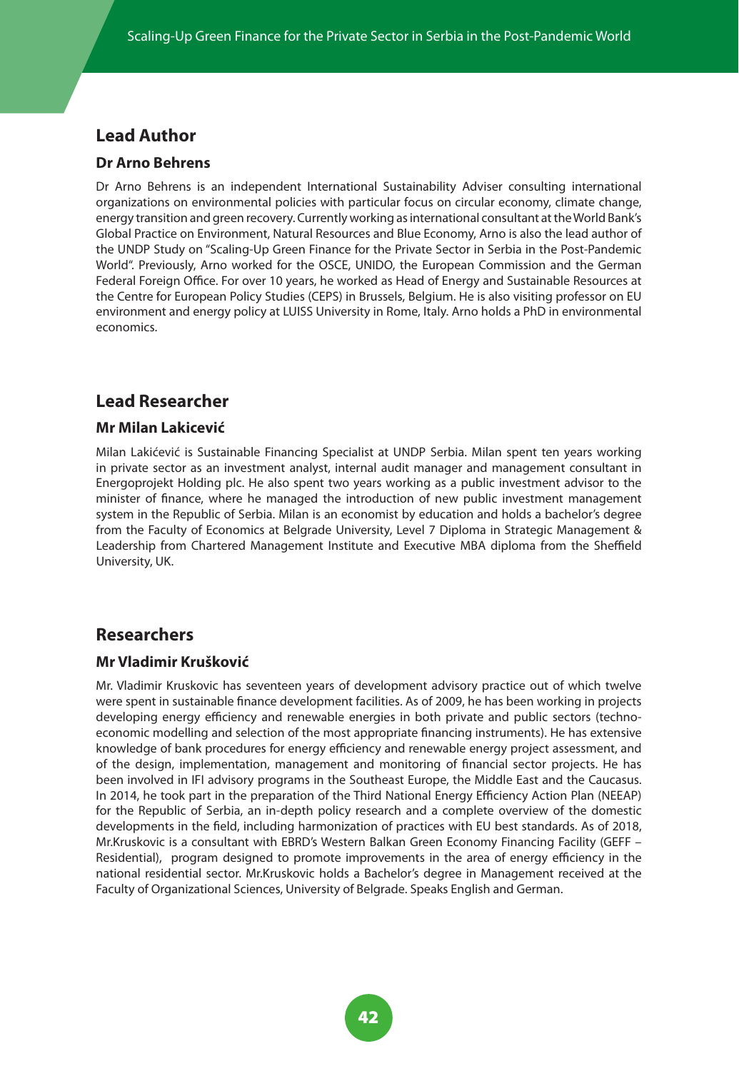## Lead Author

### Dr Arno Behrens

Dr Arno Behrens is an independent International Sustainability Adviser consulting international organizations on environmental policies with particular focus on circular economy, climate change, energy transition and green recovery. Currently working as international consultant at the World Bank's Global Practice on Environment, Natural Resources and Blue Economy, Arno is also the lead author of the UNDP Study on "Scaling-Up Green Finance for the Private Sector in Serbia in the Post-Pandemic World". Previously, Arno worked for the OSCE, UNIDO, the European Commission and the German Federal Foreign Office. For over 10 years, he worked as Head of Energy and Sustainable Resources at the Centre for European Policy Studies (CEPS) in Brussels, Belgium. He is also visiting professor on EU environment and energy policy at LUISS University in Rome, Italy. Arno holds a PhD in environmental economics.

## Lead Researcher

### Mr Milan Lakicević

Milan Lakićević is Sustainable Financing Specialist at UNDP Serbia. Milan spent ten years working in private sector as an investment analyst, internal audit manager and management consultant in Energoprojekt Holding plc. He also spent two years working as a public investment advisor to the minister of finance, where he managed the introduction of new public investment management system in the Republic of Serbia. Milan is an economist by education and holds a bachelor's degree from the Faculty of Economics at Belgrade University, Level 7 Diploma in Strategic Management & Leadership from Chartered Management Institute and Executive MBA diploma from the Sheffield University, UK.

## Researchers

### Mr Vladimir Kršković

Mr. Vladimir Kruskovic has seventeen years of development advisory practice out of which twelve were spent in sustainable finance development facilities. As of 2009, he has been working in projects developing energy efficiency and renewable energies in both private and public sectors (techno-economic modelling and selection of the most appropriate financing instruments). He has extensive knowledge of bank procedures for energy efficiency and renewable energy project assessment, and of the design, implementation, management and monitoring of financial sector projects. He has been involved in IFI advisory programs in the Southeast Europe, the Middle East and the Caucasus. In 2014, he took part in the preparation of the Third National Energy Efficiency Action Plan (NEEAP) for the Republic of Serbia, an in-depth policy research and a complete overview of the domestic developments in the field, including harmonization of practices with EU best standards. As of 2018, Mr.Kruskovic is a consultant with EBRD's Western Balkan Green Economy Financing Facility (GEFF – Residential), program designed to promote improvements in the area of energy efficiency in the national residential sector. Mr.Kruskovic holds a Bachelor's degree in Management received at the Faculty of Organizational Sciences, University of Belgrade. Speaks English and German.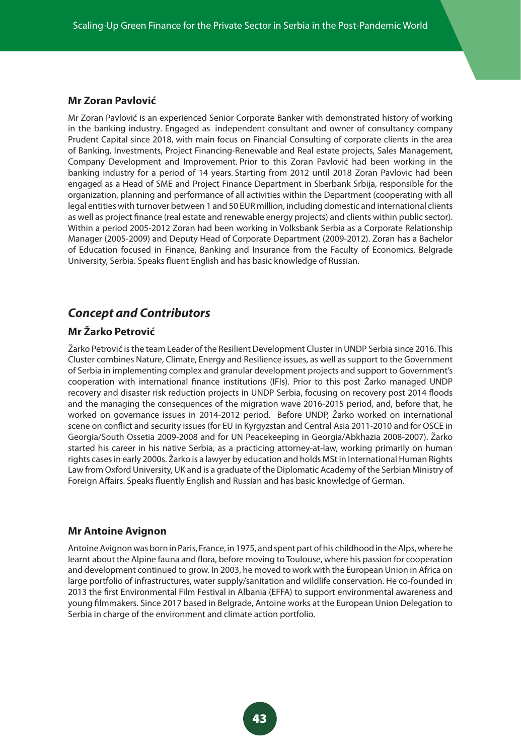### Mr Zoran Pavlović

Mr Zoran Pavlović is an experienced Senior Corporate Banker with demonstrated history of working in the banking industry. Engaged as independent consultant and owner of consultancy company Prudent Capital since 2018, with main focus on Financial Consulting of corporate clients in the area of Banking, Investments, Project Financing-Renewable and Real estate projects, Sales Management, Company Development and Improvement. Prior to this Zoran Pavlović had been working in the banking industry for a period of 14 years. Starting from 2012 until 2018 Zoran Pavlovic had been engaged as a Head of SME and Project Finance Department in Sberbank Srbija, responsible for the organization, planning and performance of all activities within the Department (cooperating with all legal entities with turnover between 1 and 50 EUR million, including domestic and international clients as well as project finance (real estate and renewable energy projects) and clients within public sector). Within a period 2005-2012 Zoran had been working in Volksbank Serbia as a Corporate Relationship Manager (2005-2009) and Deputy Head of Corporate Department (2009-2012). Zoran has a Bachelor of Education focused in Finance, Banking and Insurance from the Faculty of Economics, Belgrade University, Serbia. Speaks fluent English and has basic knowledge of Russian.

## *Concept and Contributors*

### Mr Žarko Petrović

Žarko Petrović is the team Leader of the Resilient Development Cluster in UNDP Serbia since 2016. This Cluster combines Nature, Climate, Energy and Resilience issues, as well as support to the Government of Serbia in implementing complex and granular development projects and support to Government's cooperation with international finance institutions (IFIs). Prior to this post Žarko managed UNDP recovery and disaster risk reduction projects in UNDP Serbia, focusing on recovery post 2014 floods and the managing the consequences of the migration wave 2016-2015 period, and, before that, he worked on governance issues in 2014-2012 period. Before UNDP, Žarko worked on international scene on conflict and security issues (for EU in Kyrgyzstan and Central Asia 2011-2010 and for OSCE in Georgia/South Ossetia 2009-2008 and for UN Peacekeeping in Georgia/Abkhazia 2008-2007). Žarko started his career in his native Serbia, as a practicing attorney-at-law, working primarily on human rights cases in early 2000s. Žarko is a lawyer by education and holds MSt in International Human Rights Law from Oxford University, UK and is a graduate of the Diplomatic Academy of the Serbian Ministry of Foreign Affairs. Speaks fluently English and Russian and has basic knowledge of German.

### Mr Antoine Avignon

Antoine Avignon was born in Paris, France, in 1975, and spent part of his childhood in the Alps, where he learnt about the Alpine fauna and flora, before moving to Toulouse, where his passion for cooperation and development continued to grow. In 2003, he moved to work with the European Union in Africa on large portfolio of infrastructures, water supply/sanitation and wildlife conservation. He co-founded in 2013 the first Environmental Film Festival in Albania (EFFA) to support environmental awareness and young filmmakers. Since 2017 based in Belgrade, Antoine works at the European Union Delegation to Serbia in charge of the environment and climate action portfolio.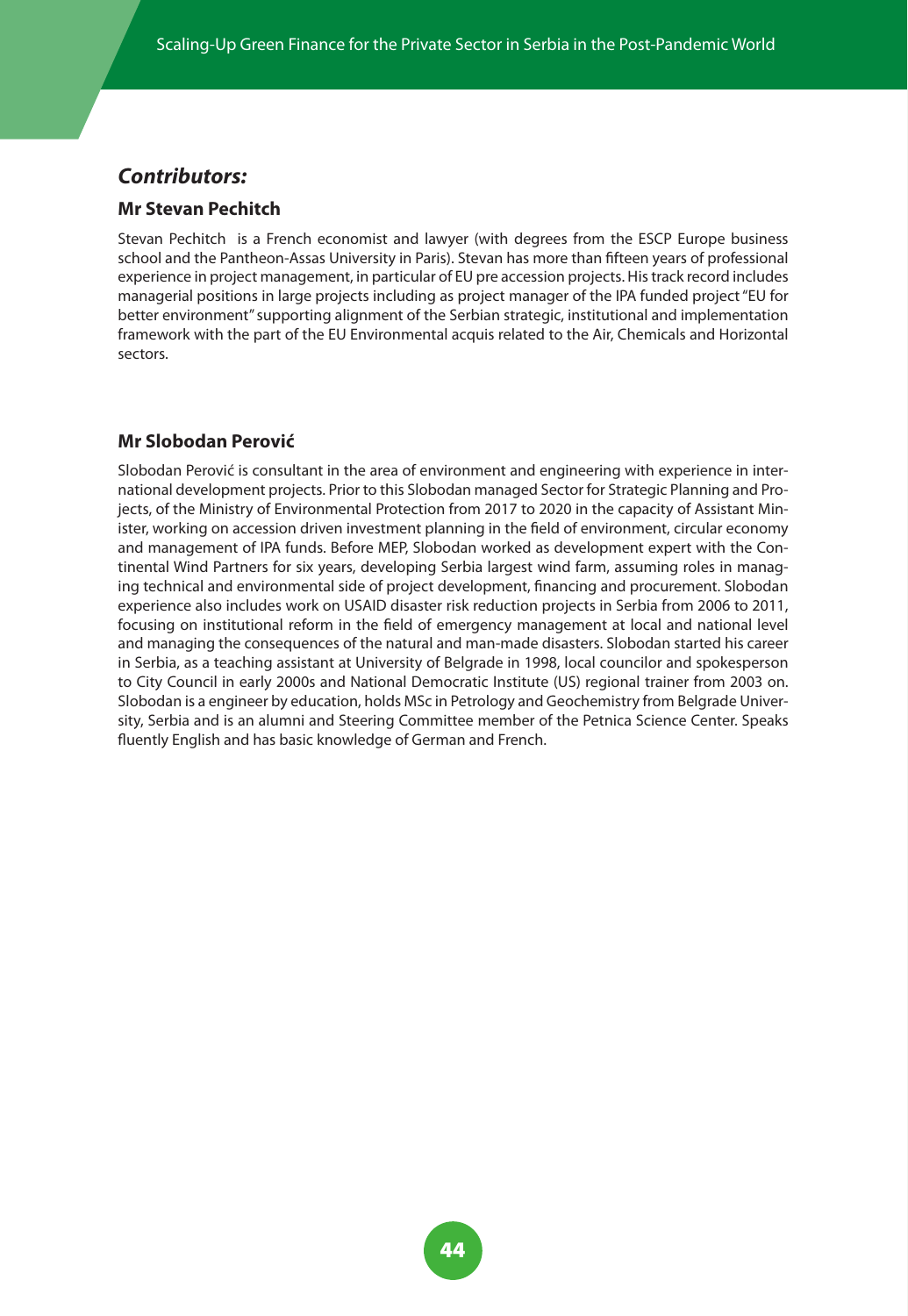## ***Contributors:***

### Mr Stevan Pechitch

Stevan Pechitch is a French economist and lawyer (with degrees from the ESCP Europe business school and the Pantheon-Assas University in Paris). Stevan has more than fifteen years of professional experience in project management, in particular of EU pre accession projects. His track record includes managerial positions in large projects including as project manager of the IPA funded project "EU for better environment" supporting alignment of the Serbian strategic, institutional and implementation framework with the part of the EU Environmental acquis related to the Air, Chemicals and Horizontal sectors.

### Mr Slobodan Perović

Slobodan Perović is consultant in the area of environment and engineering with experience in international development projects. Prior to this Slobodan managed Sector for Strategic Planning and Projects, of the Ministry of Environmental Protection from 2017 to 2020 in the capacity of Assistant Minister, working on accession driven investment planning in the field of environment, circular economy and management of IPA funds. Before MEP, Slobodan worked as development expert with the Continental Wind Partners for six years, developing Serbia largest wind farm, assuming roles in managing technical and environmental side of project development, financing and procurement. Slobodan experience also includes work on USAID disaster risk reduction projects in Serbia from 2006 to 2011, focusing on institutional reform in the field of emergency management at local and national level and managing the consequences of the natural and man-made disasters. Slobodan started his career in Serbia, as a teaching assistant at University of Belgrade in 1998, local councilor and spokesperson to City Council in early 2000s and National Democratic Institute (US) regional trainer from 2003 on. Slobodan is a engineer by education, holds MSc in Petrology and Geochemistry from Belgrade University, Serbia and is an alumni and Steering Committee member of the Petnica Science Center. Speaks fluently English and has basic knowledge of German and French.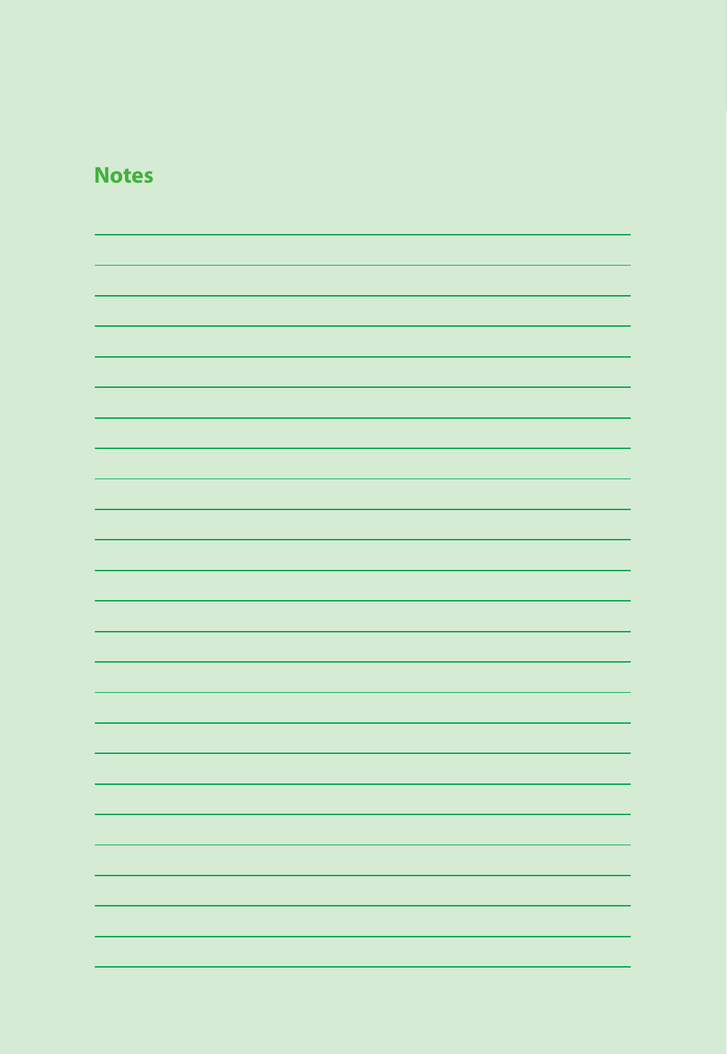## Notes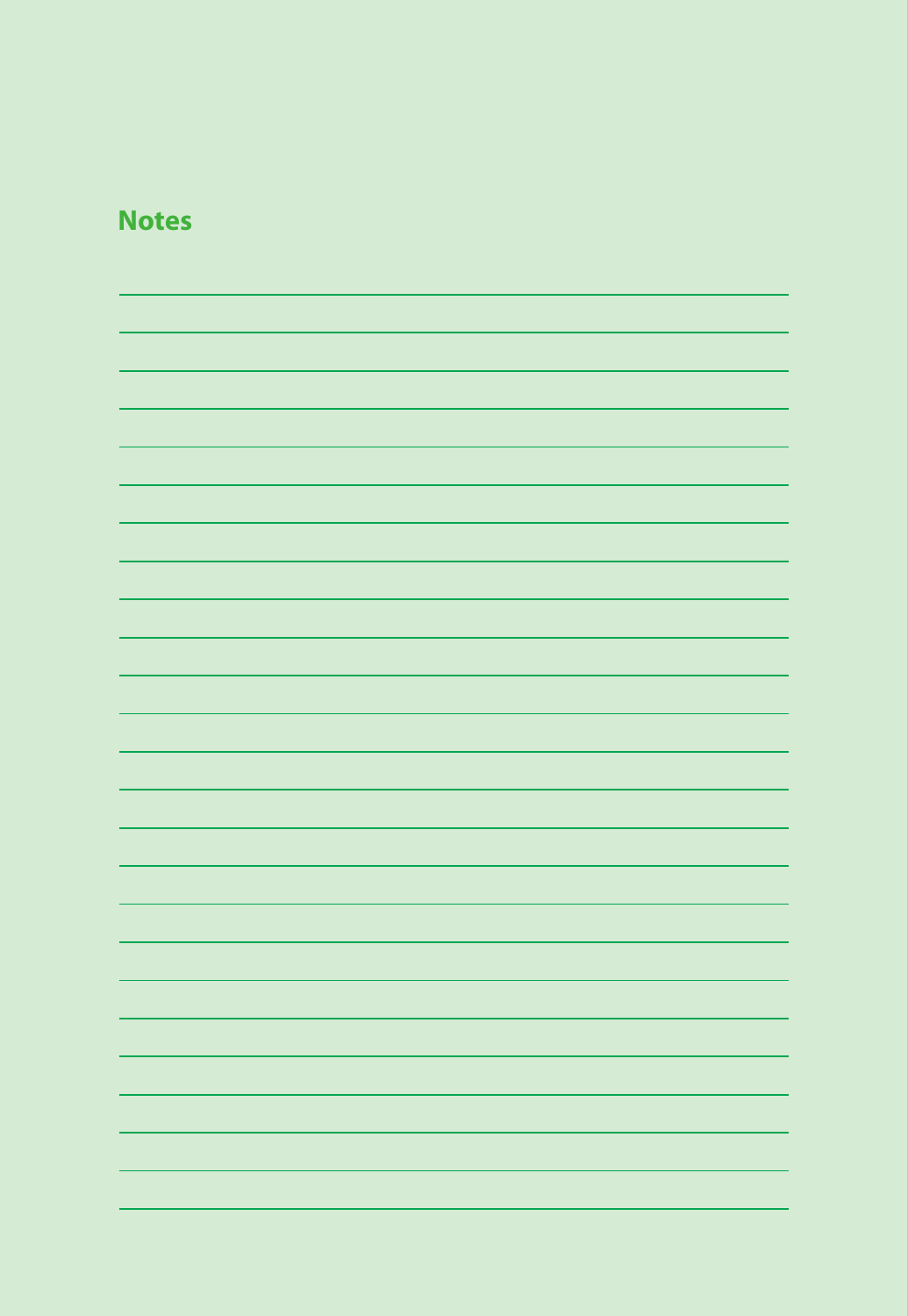## Notes